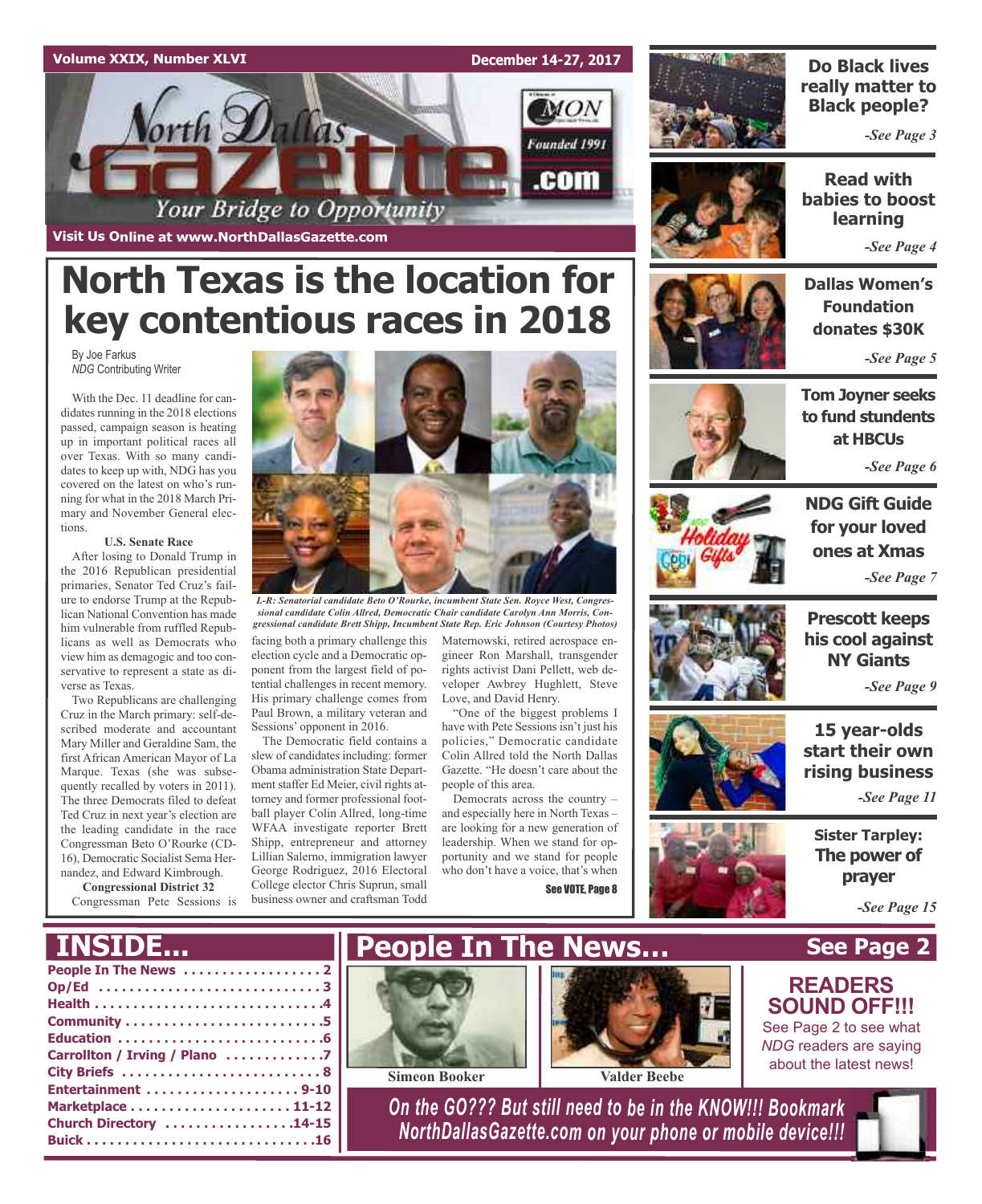Volume XXIX, Number XLVI — December 14-27, 2017

# North Dallas Gazette

Founded 1991

*Your Bridge to Opportunity*

Visit Us Online at www.NorthDallasGazette.com

# North Texas is the location for key contentious races in 2018

By Joe Farkus
*NDG* Contributing Writer

With the Dec. 11 deadline for candidates running in the 2018 elections passed, campaign season is heating up in important political races all over Texas. With so many candidates to keep up with, NDG has you covered on the latest on who's running for what in the 2018 March Primary and November General elections.

**U.S. Senate Race**

After losing to Donald Trump in the 2016 Republican presidential primaries, Senator Ted Cruz's failure to endorse Trump at the Republican National Convention has made him vulnerable from ruffled Republicans as well as Democrats who view him as demagogic and too conservative to represent a state as diverse as Texas.

Two Republicans are challenging Cruz in the March primary: self-described moderate and accountant Mary Miller and Geraldine Sam, the first African American Mayor of La Marque. Texas (she was subsequently recalled by voters in 2011). The three Democrats filed to defeat Ted Cruz in next year's election are the leading candidate in the race Congressman Beto O'Rourke (CD-16), Democratic Socialist Sema Hernandez, and Edward Kimbrough.

**Congressional District 32**

Congressman Pete Sessions is facing both a primary challenge this election cycle and a Democratic opponent from the largest field of potential challenges in recent memory. His primary challenge comes from Paul Brown, a military veteran and Sessions' opponent in 2016.

The Democratic field contains a slew of candidates including: former Obama administration State Department staffer Ed Meier, civil rights attorney and former professional football player Colin Allred, long-time WFAA investigate reporter Brett Shipp, entrepreneur and attorney George Rodriguez, 2016 Electoral College elector Chris Suprun, small business owner and craftsman Todd Maternowski, retired aerospace engineer Ron Marshall, transgender rights activist Dani Pellett, web developer Awbrey Hughlett, Steve Love, and David Henry.

"One of the biggest problems I have with Pete Sessions isn't just his policies," Democratic candidate Colin Allred told the North Dallas Gazette. "He doesn't care about the people of this area.

Democrats across the country – and especially here in North Texas – are looking for a new generation of leadership. When we stand for opportunity and we stand for people who don't have a voice, that's when

See VOTE, Page 8

*L-R: Senatorial candidate Beto O'Rourke, incumbent State Sen. Royce West, Congressional candidate Colin Allred, Democratic Chair candidate Carolyn Ann Morris, Congressional candidate Brett Shipp, Incumbent State Rep. Eric Johnson (Courtesy Photos)*

---

**Do Black lives really matter to Black people?** *-See Page 3*

**Read with babies to boost learning** *-See Page 4*

**Dallas Women's Foundation donates $30K** *-See Page 5*

**Tom Joyner seeks to fund stundents at HBCUs** *-See Page 6*

**NDG Gift Guide for your loved ones at Xmas** *-See Page 7*

**Prescott keeps his cool against NY Giants** *-See Page 9*

**15 year-olds start their own rising business** *-See Page 11*

**Sister Tarpley: The power of prayer** *-See Page 15*

---

## INSIDE...

- People In The News .................. 2
- Op/Ed .................. 3
- Health .................. 4
- Community .................. 5
- Education .................. 6
- Carrollton / Irving / Plano .................. 7
- City Briefs .................. 8
- Entertainment .................. 9-10
- Marketplace .................. 11-12
- Church Directory .................. 14-15
- Buick .................. 16

## People In The News... See Page 2

Simeon Booker

Valder Beebe

**READERS SOUND OFF!!!**
See Page 2 to see what *NDG* readers are saying about the latest news!

*On the GO??? But still need to be in the KNOW!!! Bookmark NorthDallasGazette.com on your phone or mobile device!!!*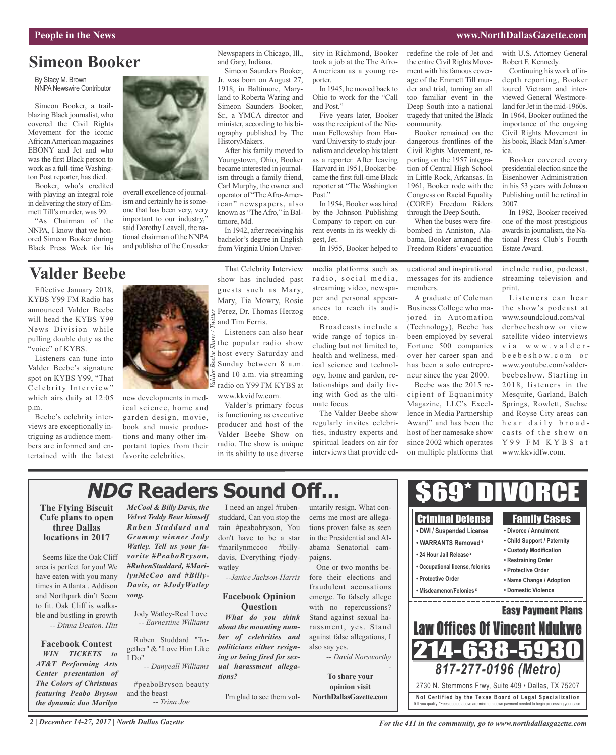# Simeon Booker

By Stacy M. Brown
NNPA Newswire Contributor

Simeon Booker, a trailblazing Black journalist, who covered the Civil Rights Movement for the iconic African American magazines EBONY and Jet and who was the first Black person to work as a full-time Washington Post reporter, has died.

Booker, who's credited with playing an integral role in delivering the story of Emmett Till's murder, was 99.

"As Chairman of the NNPA, I know that we honored Simeon Booker during Black Press Week for his overall excellence of journalism and certainly he is someone that has been very, very important to our industry," said Dorothy Leavell, the national chairman of the NNPA and publisher of the Crusader Newspapers in Chicago, Ill., and Gary, Indiana.

Simeon Saunders Booker, Jr. was born on August 27, 1918, in Baltimore, Maryland to Roberta Waring and Simeon Saunders Booker, Sr., a YMCA director and minister, according to his biography published by The HistoryMakers.

After his family moved to Youngstown, Ohio, Booker became interested in journalism through a family friend, Carl Murphy, the owner and operator of "The Afro-American" newspapers, also known as "The Afro," in Baltimore, Md.

In 1942, after receiving his bachelor's degree in English from Virginia Union University in Richmond, Booker took a job at the The Afro-American as a young reporter.

In 1945, he moved back to Ohio to work for the "Call and Post."

Five years later, Booker was the recipient of the Nieman Fellowship from Harvard University to study journalism and develop his talent as a reporter. After leaving Harvard in 1951, Booker became the first full-time Black reporter at "The Washington Post."

In 1954, Booker was hired by the Johnson Publishing Company to report on current events in its weekly digest, Jet.

In 1955, Booker helped to redefine the role of Jet and the entire Civil Rights Movement with his famous coverage of the Emmett Till murder and trial, turning an all too familiar event in the Deep South into a national tragedy that united the Black community.

Booker remained on the dangerous frontlines of the Civil Rights Movement, reporting on the 1957 integration of Central High School in Little Rock, Arkansas. In 1961, Booker rode with the Congress on Racial Equality (CORE) Freedom Riders through the Deep South.

When the buses were firebombed in Anniston, Alabama, Booker arranged the Freedom Riders' evacuation with U.S. Attorney General Robert F. Kennedy.

Continuing his work of in-depth reporting, Booker toured Vietnam and interviewed General Westmoreland for Jet in the mid-1960s. In 1964, Booker outlined the importance of the ongoing Civil Rights Movement in his book, Black Man's America.

Booker covered every presidential election since the Eisenhower Administration in his 53 years with Johnson Publishing until he retired in 2007.

In 1982, Booker received one of the most prestigious awards in journalism, the National Press Club's Fourth Estate Award.

# Valder Beebe

Effective January 2018, KYBS Y99 FM Radio has announced Valder Beebe will head the KYBS Y99 News Division while pulling double duty as the "voice" of KYBS.

Listeners can tune into Valder Beebe's signature spot on KYBS Y99, "That Celebrity Interview" which airs daily at 12:05 p.m.

Beebe's celebrity interviews are exceptionally intriguing as audience members are informed and entertained with the latest new developments in medical science, home and garden design, movie, book and music productions and many other important topics from their favorite celebrities.

*Valder Beebe Show / Twitter*

That Celebrity Interview show has included past guests such as Mary, Mary, Tia Mowry, Rosie Perez, Dr. Thomas Herzog and Tim Ferris.

Listeners can also hear the popular radio show host every Saturday and Sunday between 8 a.m. and 10 a.m. via streaming radio on Y99 FM KYBS at www.kkvidfw.com.

Valder's primary focus is functioning as executive producer and host of the Valder Beebe Show on radio. The show is unique in its ability to use diverse media platforms such as radio, social media, streaming video, newspaper and personal appearances to reach its audience.

Broadcasts include a wide range of topics including but not limited to, health and wellness, medical science and technology, home and garden, relationships and daily living with God as the ultimate focus.

The Valder Beebe show regularly invites celebrities, industry experts and spiritual leaders on air for interviews that provide educational and inspirational messages for its audience members.

A graduate of Coleman Business College who majored in Automation (Technology), Beebe has been employed by several Fortune 500 companies over her career span and has been a solo entrepreneur since the year 2000.

Beebe was the 2015 recipient of Equanimity Magazine, LLC's Excellence in Media Partnership Award" and has been the host of her namesake show since 2002 which operates on multiple platforms that include radio, podcast, streaming television and print.

Listeners can hear the show's podcast at www.soundcloud.com/valderbeebeshow or view satellite video interviews via www.valderbeebeshow.com or www.youtube.com/valderbeebeshow. Starting in 2018, listeners in the Mesquite, Garland, Balch Springs, Rowlett, Sachse and Royse City areas can hear daily broadcasts of the show on Y99 FM KYBS at www.kkvidfw.com.

# *NDG* Readers Sound Off...

### The Flying Biscuit Cafe plans to open three Dallas locations in 2017

Seems like the Oak Cliff area is perfect for you! We have eaten with you many times in Atlanta . Addison and Northpark din't Seem to fit. Oak Cliff is walkable and bustling in growth

*-- Dinna Deaton. Hitt*

### Facebook Contest

***WIN TICKETS to AT&T Performing Arts Center presentation of The Colors of Christmas featuring Peabo Bryson the dynamic duo Marilyn McCool & Billy Davis, the Velvet Teddy Bear himself Ruben Studdard and Grammy winner Jody Watley. Tell us your favorite #PeaboBryson, #RubenStuddard, #MarilynMcCoo and #BillyDavis, or #JodyWatley song.***

Jody Watley-Real Love
*-- Earnestine Williams*

Ruben Studdard "Together" & "Love Him Like I Do"
*-- Danyeall Williams*

#peaboBryson beauty and the beast
*-- Trina Joe*

I need an angel #rubenstuddard, Can you stop the rain #peabobryson, You don't have to be a star #marilynmccoo #billydavis, Everything #jodywatley

*--Janice Jackson-Harris*

### Facebook Opinion Question

***What do you think about the mounting number of celebrities and politicians either resigning or being fired for sexual harassment allegations?***

I'm glad to see them voluntarily resign. What concerns me most are allegations proven false as seen in the Presidential and Alabama Senatorial campaigns.

One or two months before their elections and fraudulent accusations emerge. To falsely allege with no repercussions? Stand against sexual harassment, yes. Stand against false allegations, I also say yes.

*-- David Norsworthy*

**To share your opinion visit NorthDallasGazette.com**

# $69* DIVORCE

**Criminal Defense**
- DWI / Suspended License
- WARRANTS Removed¥
- 24 Hour Jail Release¥
- Occupational license, felonies
- Protective Order
- Misdeamenor/Felonies¥

**Family Cases**
- Divorce / Annulment
- Child Support / Paternity
- Custody Modification
- Restraining Order
- Protective Order
- Name Change / Adoption
- Domestic Violence

**Easy Payment Plans**

**Law Offices Of Vincent Ndukwe**

**214-638-5930**

***817-277-0196 (Metro)***

2730 N. Stemmons Frwy, Suite 409 • Dallas, TX 75207

**Not Certified by the Texas Board of Legal Specialization**
¥ If you qualify. *Fees quoted above are minimum down payment needed to begin processing your case.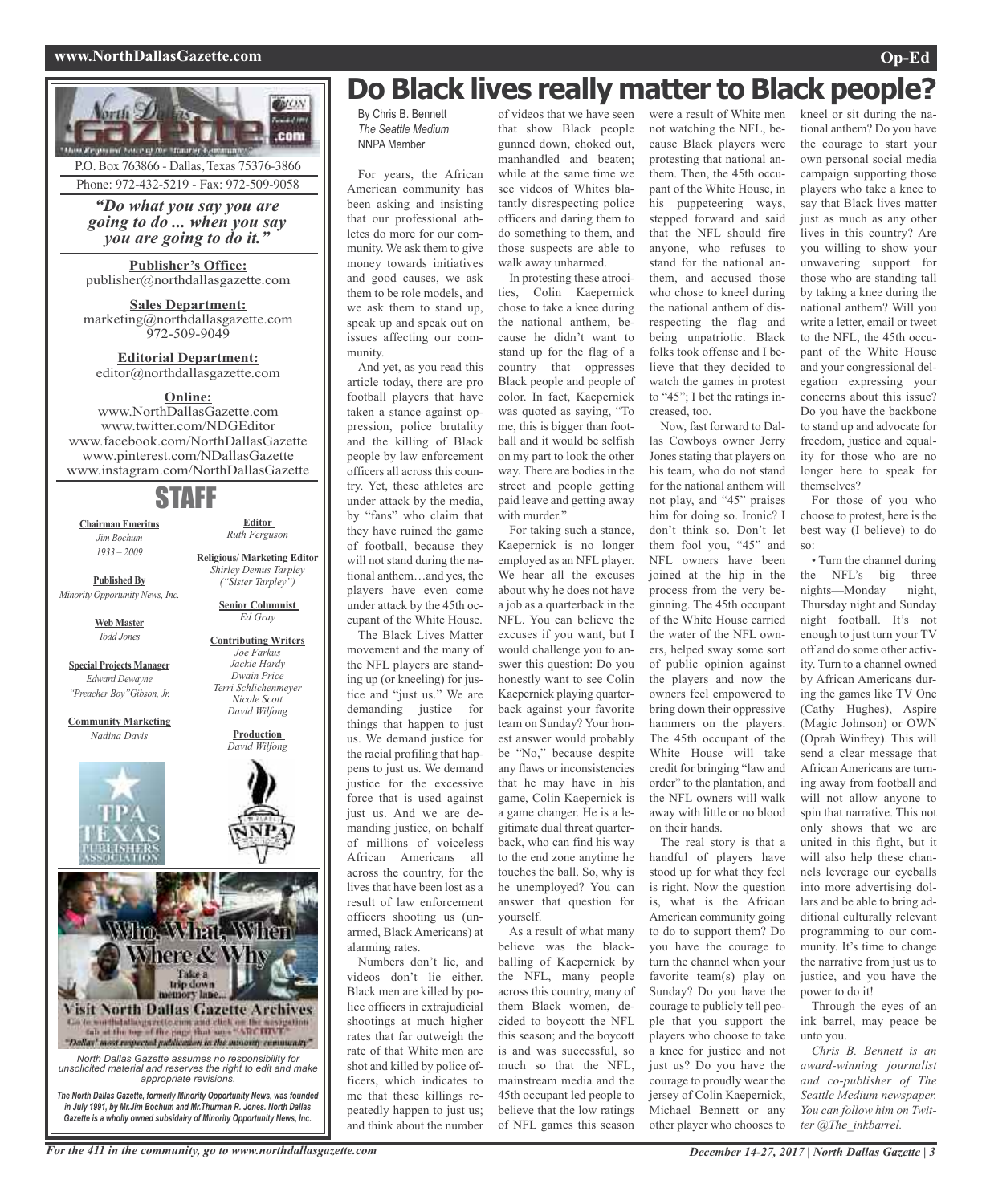# Do Black lives really matter to Black people?

By Chris B. Bennett
*The Seattle Medium*
NNPA Member

For years, the African American community has been asking and insisting that our professional athletes do more for our community. We ask them to give money towards initiatives and good causes, we ask them to be role models, and we ask them to stand up, speak up and speak out on issues affecting our community.

And yet, as you read this article today, there are pro football players that have taken a stance against oppression, police brutality and the killing of Black people by law enforcement officers all across this country. Yet, these athletes are under attack by the media, by "fans" who claim that they have ruined the game of football, because they will not stand during the national anthem…and yes, the players have even come under attack by the 45th occupant of the White House.

The Black Lives Matter movement and the many of the NFL players are standing up (or kneeling) for justice and "just us." We are demanding justice for things that happen to just us. We demand justice for the racial profiling that happens to just us. We demand justice for the excessive force that is used against just us. And we are demanding justice, on behalf of millions of voiceless African Americans all across the country, for the lives that have been lost as a result of law enforcement officers shooting us (unarmed, Black Americans) at alarming rates.

Numbers don't lie, and videos don't lie either. Black men are killed by police officers in extrajudicial shootings at much higher rates that far outweigh the rate of that White men are shot and killed by police officers, which indicates to me that these killings repeatedly happen to just us; and think about the number of videos that we have seen that show Black people gunned down, choked out, manhandled and beaten; while at the same time we see videos of Whites blatantly disrespecting police officers and daring them to do something to them, and those suspects are able to walk away unharmed.

In protesting these atrocities, Colin Kaepernick chose to take a knee during the national anthem, because he didn't want to stand up for the flag of a country that oppresses Black people and people of color. In fact, Kaepernick was quoted as saying, "To me, this is bigger than football and it would be selfish on my part to look the other way. There are bodies in the street and people getting paid leave and getting away with murder."

For taking such a stance, Kaepernick is no longer employed as an NFL player. We hear all the excuses about why he does not have a job as a quarterback in the NFL. You can believe the excuses if you want, but I would challenge you to answer this question: Do you honestly want to see Colin Kaepernick playing quarterback against your favorite team on Sunday? Your honest answer would probably be "No," because despite any flaws or inconsistencies that he may have in his game, Colin Kaepernick is a game changer. He is a legitimate dual threat quarterback, who can find his way to the end zone anytime he touches the ball. So, why is he unemployed? You can answer that question for yourself.

As a result of what many believe was the blackballing of Kaepernick by the NFL, many people across this country, many of them Black women, decided to boycott the NFL this season; and the boycott is and was successful, so much so that the NFL, mainstream media and the 45th occupant led people to believe that the low ratings of NFL games this season were a result of White men not watching the NFL, because Black players were protesting that national anthem. Then, the 45th occupant of the White House, in his puppeteering ways, stepped forward and said that the NFL should fire anyone, who refuses to stand for the national anthem, and accused those who chose to kneel during the national anthem of disrespecting the flag and being unpatriotic. Black folks took offense and I believe that they decided to watch the games in protest to "45"; I bet the ratings increased, too.

Now, fast forward to Dallas Cowboys owner Jerry Jones stating that players on his team, who do not stand for the national anthem will not play, and "45" praises him for doing so. Ironic? I don't think so. Don't let them fool you, "45" and NFL owners have been joined at the hip in the process from the very beginning. The 45th occupant of the White House carried the water of the NFL owners, helped sway some sort of public opinion against the players and now the owners feel empowered to bring down their oppressive hammers on the players. The 45th occupant of the White House will take credit for bringing "law and order" to the plantation, and the NFL owners will walk away with little or no blood on their hands.

The real story is that a handful of players have stood up for what they feel is right. Now the question is, what is the African American community going to do to support them? Do you have the courage to turn the channel when your favorite team(s) play on Sunday? Do you have the courage to publicly tell people that you support the players who choose to take a knee for justice and not just us? Do you have the courage to proudly wear the jersey of Colin Kaepernick, Michael Bennett or any other player who chooses to kneel or sit during the national anthem? Do you have the courage to start your own personal social media campaign supporting those players who take a knee to say that Black lives matter just as much as any other lives in this country? Are you willing to show your unwavering support for those who are standing tall by taking a knee during the national anthem? Will you write a letter, email or tweet to the NFL, the 45th occupant of the White House and your congressional delegation expressing your concerns about this issue? Do you have the backbone to stand up and advocate for freedom, justice and equality for those who are no longer here to speak for themselves?

For those of you who choose to protest, here is the best way (I believe) to do so:

- Turn the channel during the NFL's big three nights—Monday night, Thursday night and Sunday night football. It's not enough to just turn your TV off and do some other activity. Turn to a channel owned by African Americans during the games like TV One (Cathy Hughes), Aspire (Magic Johnson) or OWN (Oprah Winfrey). This will send a clear message that African Americans are turning away from football and will not allow anyone to spin that narrative. This not only shows that we are united in this fight, but it will also help these channels leverage our eyeballs into more advertising dollars and be able to bring additional culturally relevant programming to our community. It's time to change the narrative from just us to justice, and you have the power to do it!

Through the eyes of an ink barrel, may peace be unto you.

*Chris B. Bennett is an award-winning journalist and co-publisher of The Seattle Medium newspaper. You can follow him on Twitter @The_inkbarrel.*

---

P.O. Box 763866 - Dallas, Texas 75376-3866
Phone: 972-432-5219 - Fax: 972-509-9058

***"Do what you say you are going to do ... when you say you are going to do it."***

**Publisher's Office:**
publisher@northdallasgazette.com

**Sales Department:**
marketing@northdallasgazette.com
972-509-9049

**Editorial Department:**
editor@northdallasgazette.com

**Online:**
www.NorthDallasGazette.com
www.twitter.com/NDGEditor
www.facebook.com/NorthDallasGazette
www.pinterest.com/NDallasGazette
www.instagram.com/NorthDallasGazette

## STAFF

**Chairman Emeritus**
*Jim Bochum*
*1933 – 2009*

**Published By**
*Minority Opportunity News, Inc.*

**Web Master**
*Todd Jones*

**Special Projects Manager**
*Edward Dewayne "Preacher Boy" Gibson, Jr.*

**Community Marketing**
*Nadina Davis*

**Editor**
*Ruth Ferguson*

**Religious/ Marketing Editor**
*Shirley Demus Tarpley ("Sister Tarpley")*

**Senior Columnist**
*Ed Gray*

**Contributing Writers**
*Joe Farkus*
*Jackie Hardy*
*Dwain Price*
*Terri Schlichenmeyer*
*Nicole Scott*
*David Wilfong*

**Production**
*David Wilfong*

Who, What, When, Where & Why

Take a trip down memory lane...

Visit North Dallas Gazette Archives

Go to northdallasgazette.com and click on the navigation tab at the top of the page that says "ARCHIVE"

"Dallas' most respected publication in the minority community"

*North Dallas Gazette assumes no responsibility for unsolicited material and reserves the right to edit and make appropriate revisions.*

***The North Dallas Gazette, formerly Minority Opportunity News, was founded in July 1991, by Mr.Jim Bochum and Mr.Thurman R. Jones. North Dallas Gazette is a wholly owned subsidairy of Minority Opportunity News, Inc.***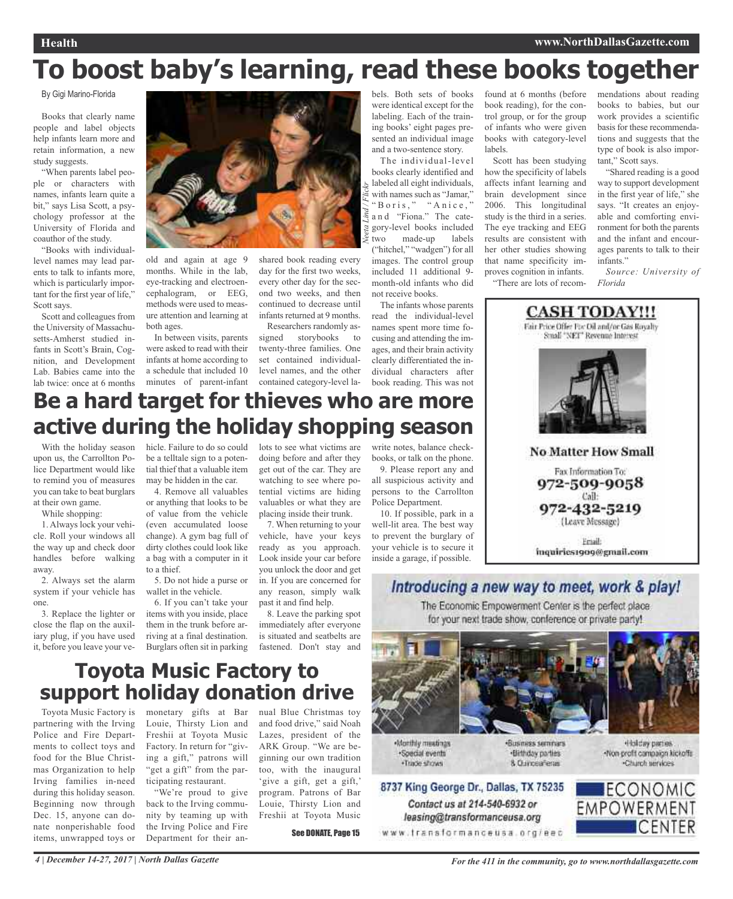# To boost baby's learning, read these books together

By Gigi Marino-Florida

Books that clearly name people and label objects help infants learn more and retain information, a new study suggests.

"When parents label people or characters with names, infants learn quite a bit," says Lisa Scott, a psychology professor at the University of Florida and coauthor of the study.

"Books with individual-level names may lead parents to talk to infants more, which is particularly important for the first year of life," Scott says.

Scott and colleagues from the University of Massachusetts-Amherst studied infants in Scott's Brain, Cognition, and Development Lab. Babies came into the lab twice: once at 6 months old and again at age 9 months. While in the lab, eye-tracking and electroencephalogram, or EEG, methods were used to measure attention and learning at both ages.

In between visits, parents were asked to read with their infants at home according to a schedule that included 10 minutes of parent-infant shared book reading every day for the first two weeks, every other day for the second two weeks, and then continued to decrease until infants returned at 9 months.

Researchers randomly assigned storybooks to twenty-three families. One set contained individual-level names, and the other contained category-level labels. Both sets of books were identical except for the labeling. Each of the training books' eight pages presented an individual image and a two-sentence story.

*Neeta Lind / Flickr*

The individual-level books clearly identified and labeled all eight individuals, with names such as "Jamar," "Boris," "Anice," and "Fiona." The category-level books included two made-up labels ("hitchel," "wadgen") for all images. The control group included 11 additional 9-month-old infants who did not receive books.

The infants whose parents read the individual-level names spent more time focusing and attending the images, and their brain activity clearly differentiated the individual characters after book reading. This was not found at 6 months (before book reading), for the control group, or for the group of infants who were given books with category-level labels.

Scott has been studying how the specificity of labels affects infant learning and brain development since 2006. This longitudinal study is the third in a series. The eye tracking and EEG results are consistent with her other studies showing that name specificity improves cognition in infants.

"There are lots of recommendations about reading books to babies, but our work provides a scientific basis for these recommendations and suggests that the type of book is also important," Scott says.

"Shared reading is a good way to support development in the first year of life," she says. "It creates an enjoyable and comforting environment for both the parents and the infant and encourages parents to talk to their infants."

*Source: University of Florida*

# Be a hard target for thieves who are more active during the holiday shopping season

With the holiday season upon us, the Carrollton Police Department would like to remind you of measures you can take to beat burglars at their own game.

While shopping:

1. Always lock your vehicle. Roll your windows all the way up and check door handles before walking away.

2. Always set the alarm system if your vehicle has one.

3. Replace the lighter or close the flap on the auxiliary plug, if you have used it, before you leave your vehicle. Failure to do so could be a telltale sign to a potential thief that a valuable item may be hidden in the car.

4. Remove all valuables or anything that looks to be of value from the vehicle (even accumulated loose change). A gym bag full of dirty clothes could look like a bag with a computer in it to a thief.

5. Do not hide a purse or wallet in the vehicle.

6. If you can't take your items with you inside, place them in the trunk before arriving at a final destination. Burglars often sit in parking lots to see what victims are doing before and after they get out of the car. They are watching to see where potential victims are hiding valuables or what they are placing inside their trunk.

7. When returning to your vehicle, have your keys ready as you approach. Look inside your car before you unlock the door and get in. If you are concerned for any reason, simply walk past it and find help.

8. Leave the parking spot immediately after everyone is situated and seatbelts are fastened. Don't stay and write notes, balance checkbooks, or talk on the phone.

9. Please report any and all suspicious activity and persons to the Carrollton Police Department.

10. If possible, park in a well-lit area. The best way to prevent the burglary of your vehicle is to secure it inside a garage, if possible.

# Toyota Music Factory to support holiday donation drive

Toyota Music Factory is partnering with the Irving Police and Fire Departments to collect toys and food for the Blue Christmas Organization to help Irving families in-need during this holiday season. Beginning now through Dec. 15, anyone can donate nonperishable food items, unwrapped toys or monetary gifts at Bar Louie, Thirsty Lion and Freshii at Toyota Music Factory. In return for "giving a gift," patrons will "get a gift" from the participating restaurant.

"We're proud to give back to the Irving community by teaming up with the Irving Police and Fire Department for their annual Blue Christmas toy and food drive," said Noah Lazes, president of the ARK Group. "We are beginning our own tradition too, with the inaugural 'give a gift, get a gift,' program. Patrons of Bar Louie, Thirsty Lion and Freshii at Toyota Music

**See DONATE, Page 15**

---

**CASH TODAY!!!**

Fair Price Offer For Oil and/or Gas Royalty Small "NET" Revenue Interest

**No Matter How Small**

Fax Information To:
**972-509-9058**

Call:
**972-432-5219**
(Leave Message)

Email:
inquiries1909@gmail.com

---

*Introducing a new way to meet, work & play!*

The Economic Empowerment Center is the perfect place for your next trade show, conference or private party!

- Monthly meetings
- Special events
- Trade shows
- Business seminars
- Birthday parties
- & Quinceañeras
- Holiday parties
- Non-profit campaign kickoffs
- Church services

8737 King George Dr., Dallas, TX 75235

Contact us at 214-540-6932 or leasing@transformanceusa.org

www.transformanceusa.org/eec

ECONOMIC EMPOWERMENT CENTER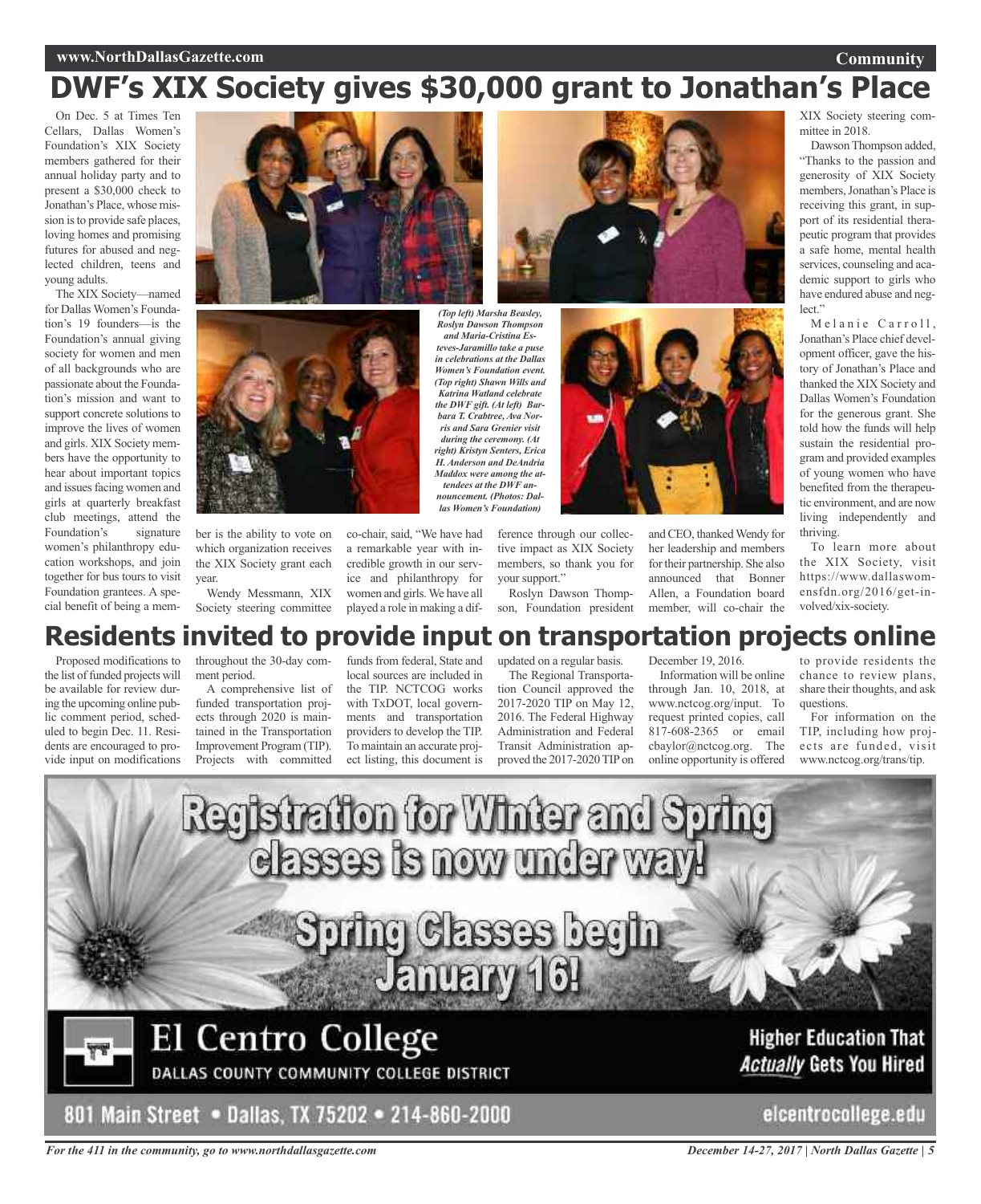# DWF's XIX Society gives $30,000 grant to Jonathan's Place

On Dec. 5 at Times Ten Cellars, Dallas Women's Foundation's XIX Society members gathered for their annual holiday party and to present a $30,000 check to Jonathan's Place, whose mission is to provide safe places, loving homes and promising futures for abused and neglected children, teens and young adults.

The XIX Society—named for Dallas Women's Foundation's 19 founders—is the Foundation's annual giving society for women and men of all backgrounds who are passionate about the Foundation's mission and want to support concrete solutions to improve the lives of women and girls. XIX Society members have the opportunity to hear about important topics and issues facing women and girls at quarterly breakfast club meetings, attend the Foundation's signature women's philanthropy education workshops, and join together for bus tours to visit Foundation grantees. A special benefit of being a member is the ability to vote on which organization receives the XIX Society grant each year.

*(Top left) Marsha Beasley, Roslyn Dawson Thompson and Maria-Cristina Esteves-Jaramillo take a puse in celebrations at the Dallas Women's Foundation event. (Top right) Shawn Wills and Katrina Watland celebrate the DWF gift. (At left) Barbara T. Crabtree, Ava Norris and Sara Grenier visit during the ceremony. (At right) Kristyn Senters, Erica H. Anderson and DeAndria Maddox were among the attendees at the DWF announcement. (Photos: Dallas Women's Foundation)*

Wendy Messmann, XIX Society steering committee co-chair, said, "We have had a remarkable year with incredible growth in our service and philanthropy for women and girls. We have all played a role in making a difference through our collective impact as XIX Society members, so thank you for your support."

Roslyn Dawson Thompson, Foundation president and CEO, thanked Wendy for her leadership and members for their partnership. She also announced that Bonner Allen, a Foundation board member, will co-chair the XIX Society steering committee in 2018.

Dawson Thompson added, "Thanks to the passion and generosity of XIX Society members, Jonathan's Place is receiving this grant, in support of its residential therapeutic program that provides a safe home, mental health services, counseling and academic support to girls who have endured abuse and neglect."

Melanie Carroll, Jonathan's Place chief development officer, gave the history of Jonathan's Place and thanked the XIX Society and Dallas Women's Foundation for the generous grant. She told how the funds will help sustain the residential program and provided examples of young women who have benefited from the therapeutic environment, and are now living independently and thriving.

To learn more about the XIX Society, visit https://www.dallaswomensfdn.org/2016/get-involved/xix-society.

# Residents invited to provide input on transportation projects online

Proposed modifications to the list of funded projects will be available for review during the upcoming online public comment period, scheduled to begin Dec. 11. Residents are encouraged to provide input on modifications throughout the 30-day comment period.

A comprehensive list of funded transportation projects through 2020 is maintained in the Transportation Improvement Program (TIP). Projects with committed funds from federal, State and local sources are included in the TIP. NCTCOG works with TxDOT, local governments and transportation providers to develop the TIP. To maintain an accurate project listing, this document is updated on a regular basis.

The Regional Transportation Council approved the 2017-2020 TIP on May 12, 2016. The Federal Highway Administration and Federal Transit Administration approved the 2017-2020 TIP on December 19, 2016.

Information will be online through Jan. 10, 2018, at www.nctcog.org/input. To request printed copies, call 817-608-2365 or email cbaylor@nctcog.org. The online opportunity is offered to provide residents the chance to review plans, share their thoughts, and ask questions.

For information on the TIP, including how projects are funded, visit www.nctcog.org/trans/tip.

**Registration for Winter and Spring classes is now under way!**

**Spring Classes begin January 16!**

**El Centro College**
DALLAS COUNTY COMMUNITY COLLEGE DISTRICT

**Higher Education That *Actually* Gets You Hired**

801 Main Street • Dallas, TX 75202 • 214-860-2000

elcentrocollege.edu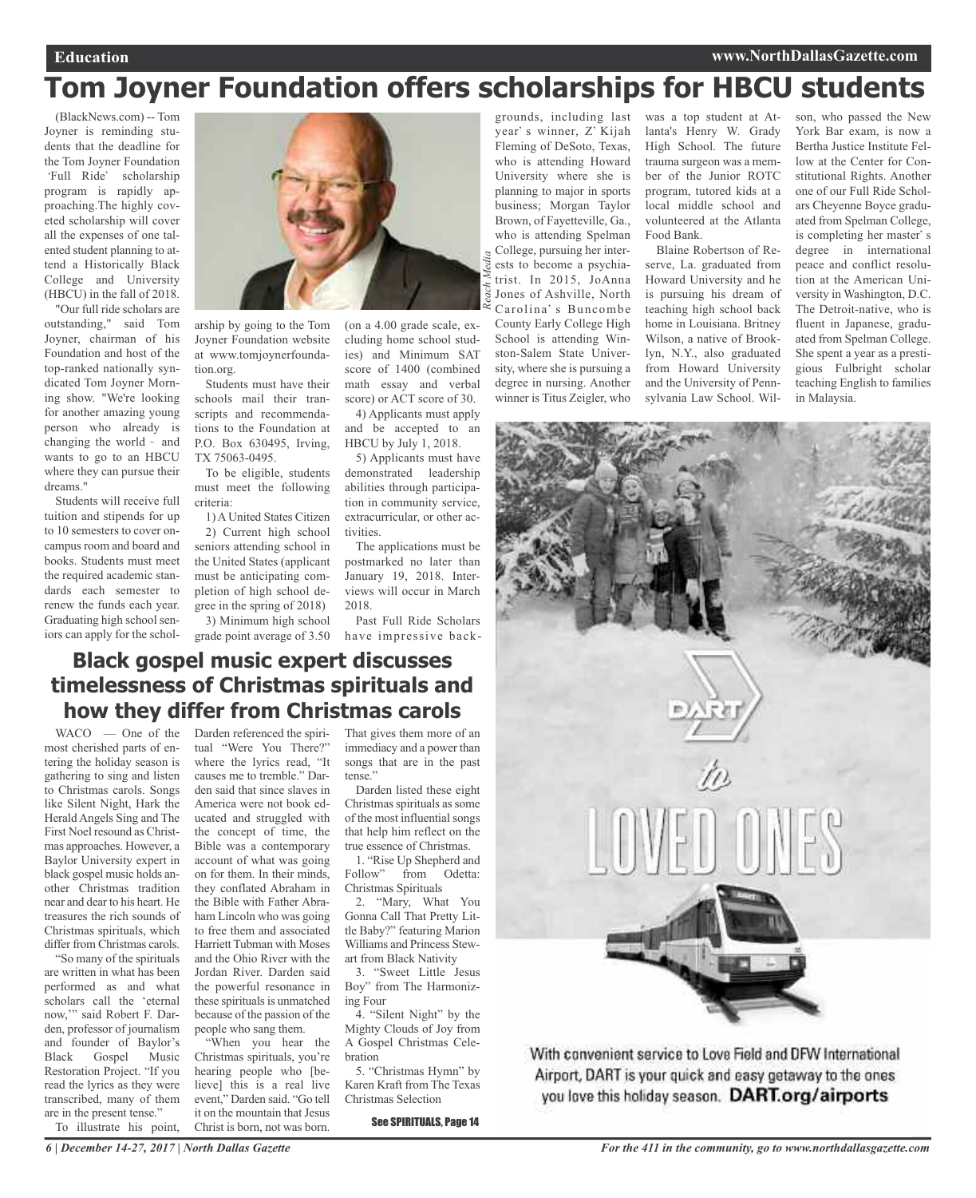# Tom Joyner Foundation offers scholarships for HBCU students

(BlackNews.com) -- Tom Joyner is reminding students that the deadline for the Tom Joyner Foundation 'Full Ride' scholarship program is rapidly approaching.The highly coveted scholarship will cover all the expenses of one talented student planning to attend a Historically Black College and University (HBCU) in the fall of 2018.

"Our full ride scholars are outstanding," said Tom Joyner, chairman of his Foundation and host of the top-ranked nationally syndicated Tom Joyner Morning show. "We're looking for another amazing young person who already is changing the world - and wants to go to an HBCU where they can pursue their dreams."

Students will receive full tuition and stipends for up to 10 semesters to cover on-campus room and board and books. Students must meet the required academic standards each semester to renew the funds each year. Graduating high school seniors can apply for the scholarship by going to the Tom Joyner Foundation website at www.tomjoynerfoundation.org.

Students must have their schools mail their transcripts and recommendations to the Foundation at P.O. Box 630495, Irving, TX 75063-0495.

To be eligible, students must meet the following criteria:

1) A United States Citizen

2) Current high school seniors attending school in the United States (applicant must be anticipating completion of high school degree in the spring of 2018)

3) Minimum high school grade point average of 3.50 (on a 4.00 grade scale, excluding home school studies) and Minimum SAT score of 1400 (combined math essay and verbal score) or ACT score of 30.

4) Applicants must apply and be accepted to an HBCU by July 1, 2018.

5) Applicants must have demonstrated leadership abilities through participation in community service, extracurricular, or other activities.

The applications must be postmarked no later than January 19, 2018. Interviews will occur in March 2018.

Past Full Ride Scholars have impressive backgrounds, including last year's winner, Z'Kijah Fleming of DeSoto, Texas, who is attending Howard University where she is planning to major in sports business; Morgan Taylor Brown, of Fayetteville, Ga., who is attending Spelman College, pursuing her interests to become a psychiatrist. In 2015, JoAnna Jones of Ashville, North Carolina's Buncombe County Early College High School is attending Winston-Salem State University, where she is pursuing a degree in nursing. Another winner is Titus Zeigler, who was a top student at Atlanta's Henry W. Grady High School. The future trauma surgeon was a member of the Junior ROTC program, tutored kids at a local middle school and volunteered at the Atlanta Food Bank.

Blaine Robertson of Reserve, La. graduated from Howard University and he is pursuing his dream of teaching high school back home in Louisiana. Britney Wilson, a native of Brooklyn, N.Y., also graduated from Howard University and the University of Pennsylvania Law School. Wilson, who passed the New York Bar exam, is now a Bertha Justice Institute Fellow at the Center for Constitutional Rights. Another one of our Full Ride Scholars Cheyenne Boyce graduated from Spelman College, is completing her master's degree in international peace and conflict resolution at the American University in Washington, D.C. The Detroit-native, who is fluent in Japanese, graduated from Spelman College. She spent a year as a prestigious Fulbright scholar teaching English to families in Malaysia.

## Black gospel music expert discusses timelessness of Christmas spirituals and how they differ from Christmas carols

WACO — One of the most cherished parts of entering the holiday season is gathering to sing and listen to Christmas carols. Songs like Silent Night, Hark the Herald Angels Sing and The First Noel resound as Christmas approaches. However, a Baylor University expert in black gospel music holds another Christmas tradition near and dear to his heart. He treasures the rich sounds of Christmas spirituals, which differ from Christmas carols.

"So many of the spirituals are written in what has been performed as and what scholars call the 'eternal now,'" said Robert F. Darden, professor of journalism and founder of Baylor's Black Gospel Music Restoration Project. "If you read the lyrics as they were transcribed, many of them are in the present tense."

To illustrate his point, Darden referenced the spiritual "Were You There?" where the lyrics read, "It causes me to tremble." Darden said that since slaves in America were not book educated and struggled with the concept of time, the Bible was a contemporary account of what was going on for them. In their minds, they conflated Abraham in the Bible with Father Abraham Lincoln who was going to free them and associated Harriett Tubman with Moses and the Ohio River with the Jordan River. Darden said the powerful resonance in these spirituals is unmatched because of the passion of the people who sang them.

"When you hear the Christmas spirituals, you're hearing people who [believe] this is a real live event," Darden said. "Go tell it on the mountain that Jesus Christ is born, not was born. That gives them more of an immediacy and a power than songs that are in the past tense."

Darden listed these eight Christmas spirituals as some of the most influential songs that help him reflect on the true essence of Christmas.

1. "Rise Up Shepherd and Follow" from Odetta: Christmas Spirituals
2. "Mary, What You Gonna Call That Pretty Little Baby?" featuring Marion Williams and Princess Stewart from Black Nativity
3. "Sweet Little Jesus Boy" from The Harmonizing Four
4. "Silent Night" by the Mighty Clouds of Joy from A Gospel Christmas Celebration
5. "Christmas Hymn" by Karen Kraft from The Texas Christmas Selection

See SPIRITUALS, Page 14

DART to LOVED ONES

With convenient service to Love Field and DFW International Airport, DART is your quick and easy getaway to the ones you love this holiday season. **DART.org/airports**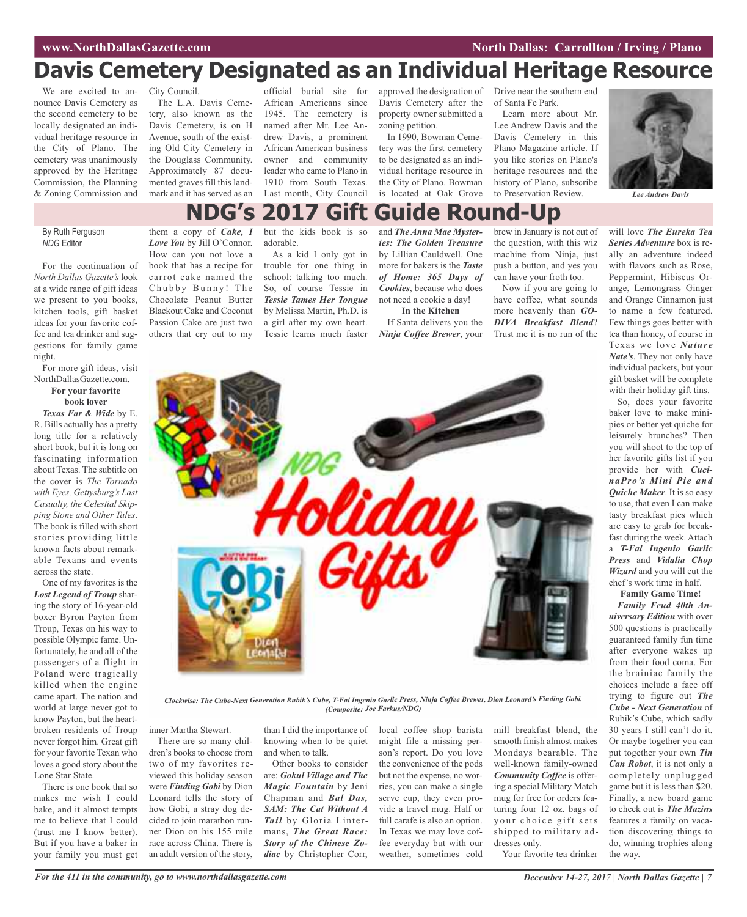# Davis Cemetery Designated as an Individual Heritage Resource

We are excited to announce Davis Cemetery as the second cemetery to be locally designated an individual heritage resource in the City of Plano. The cemetery was unanimously approved by the Heritage Commission, the Planning & Zoning Commission and City Council.

The L.A. Davis Cemetery, also known as the Davis Cemetery, is on H Avenue, south of the existing Old City Cemetery in the Douglass Community. Approximately 87 documented graves fill this landmark and it has served as an official burial site for African Americans since 1945. The cemetery is named after Mr. Lee Andrew Davis, a prominent African American business owner and community leader who came to Plano in 1910 from South Texas. Last month, City Council approved the designation of Davis Cemetery after the property owner submitted a zoning petition.

In 1990, Bowman Cemetery was the first cemetery to be designated as an individual heritage resource in the City of Plano. Bowman is located at Oak Grove Drive near the southern end of Santa Fe Park.

Learn more about Mr. Lee Andrew Davis and the Davis Cemetery in this Plano Magazine article. If you like stories on Plano's heritage resources and the history of Plano, subscribe to Preservation Review.

*Lee Andrew Davis*

# NDG's 2017 Gift Guide Round-Up

By Ruth Ferguson
*NDG* Editor

For the continuation of *North Dallas Gazette's* look at a wide range of gift ideas we present to you books, kitchen tools, gift basket ideas for your favorite coffee and tea drinker and suggestions for family game night.

For more gift ideas, visit NorthDallasGazette.com.

**For your favorite book lover**

***Texas Far & Wide*** by E. R. Bills actually has a pretty long title for a relatively short book, but it is long on fascinating information about Texas. The subtitle on the cover is *The Tornado with Eyes, Gettysburg's Last Casualty, the Celestial Skipping Stone and Other Tales*. The book is filled with short stories providing little known facts about remarkable Texans and events across the state.

One of my favorites is the ***Lost Legend of Troup*** sharing the story of 16-year-old boxer Byron Payton from Troup, Texas on his way to possible Olympic fame. Unfortunately, he and all of the passengers of a flight in Poland were tragically killed when the engine came apart. The nation and world at large never got to know Payton, but the heartbroken residents of Troup never forgot him. Great gift for your favorite Texan who loves a good story about the Lone Star State.

There is one book that so makes me wish I could bake, and it almost tempts me to believe that I could (trust me I know better). But if you have a baker in your family you must get them a copy of ***Cake, I Love You*** by Jill O'Connor. How can you not love a book that has a recipe for carrot cake named the Chubby Bunny! The Chocolate Peanut Butter Blackout Cake and Coconut Passion Cake are just two others that cry out to my inner Martha Stewart.

There are so many children's books to choose from two of my favorites reviewed this holiday season were ***Finding Gobi*** by Dion Leonard tells the story of how Gobi, a stray dog decided to join marathon runner Dion on his 155 mile race across China. There is an adult version of the story, but the kids book is so adorable.

As a kid I only got in trouble for one thing in school: talking too much. So, of course Tessie in ***Tessie Tames Her Tongue*** by Melissa Martin, Ph.D. is a girl after my own heart. Tessie learns much faster than I did the importance of knowing when to be quiet and when to talk.

Other books to consider are: ***Gokul Village and The Magic Fountain*** by Jeni Chapman and ***Bal Das, SAM: The Cat Without A Tail*** by Gloria Lintermans, ***The Great Race: Story of the Chinese Zodiac*** by Christopher Corr, and ***The Anna Mae Mysteries: The Golden Treasure*** by Lillian Cauldwell. One more for bakers is the ***Taste of Home: 365 Days of Cookies***, because who does not need a cookie a day!

**In the Kitchen**

If Santa delivers you the ***Ninja Coffee Brewer***, your local coffee shop barista might file a missing person's report. Do you love the convenience of the pods but not the expense, no worries, you can make a single serve cup, they even provide a travel mug. Half or full carafe is also an option. In Texas we may love coffee everyday but with our weather, sometimes cold brew in January is not out of the question, with this wiz machine from Ninja, just push a button, and yes you can have your froth too.

Now if you are going to have coffee, what sounds more heavenly than ***GO-DIVA Breakfast Blend***? Trust me it is no run of the mill breakfast blend, the smooth finish almost makes Mondays bearable. The well-known family-owned ***Community Coffee*** is offering a special Military Match mug for free for orders featuring four 12 oz. bags of your choice gift sets shipped to military addresses only.

Your favorite tea drinker will love ***The Eureka Tea Series Adventure*** box is really an adventure indeed with flavors such as Rose, Peppermint, Hibiscus Orange, Lemongrass Ginger and Orange Cinnamon just to name a few featured. Few things goes better with tea than honey, of course in Texas we love ***Nature Nate's***. They not only have individual packets, but your gift basket will be complete with their holiday gift tins.

So, does your favorite baker love to make mini-pies or better yet quiche for leisurely brunches? Then you will shoot to the top of her favorite gifts list if you provide her with ***CucinaPro's Mini Pie and Quiche Maker***. It is so easy to use, that even I can make tasty breakfast pies which are easy to grab for breakfast during the week. Attach a ***T-Fal Ingenio Garlic Press*** and ***Vidalia Chop Wizard*** and you will cut the chef's work time in half.

**Family Game Time!**

***Family Feud 40th Anniversary Edition*** with over 500 questions is practically guaranteed family fun time after everyone wakes up from their food coma. For the brainiac family the choices include a face off trying to figure out ***The Cube - Next Generation*** of Rubik's Cube, which sadly 30 years I still can't do it. Or maybe together you can put together your own ***Tin Can Robot***, it is not only a completely unplugged game but it is less than $20. Finally, a new board game to check out is ***The Mazins*** features a family on vacation discovering things to do, winning trophies along the way.

*Clockwise: The Cube-Next Generation Rubik's Cube, T-Fal Ingenio Garlic Press, Ninja Coffee Brewer, Dion Leonard's Finding Gobi. (Composite: Joe Farkus/NDG)*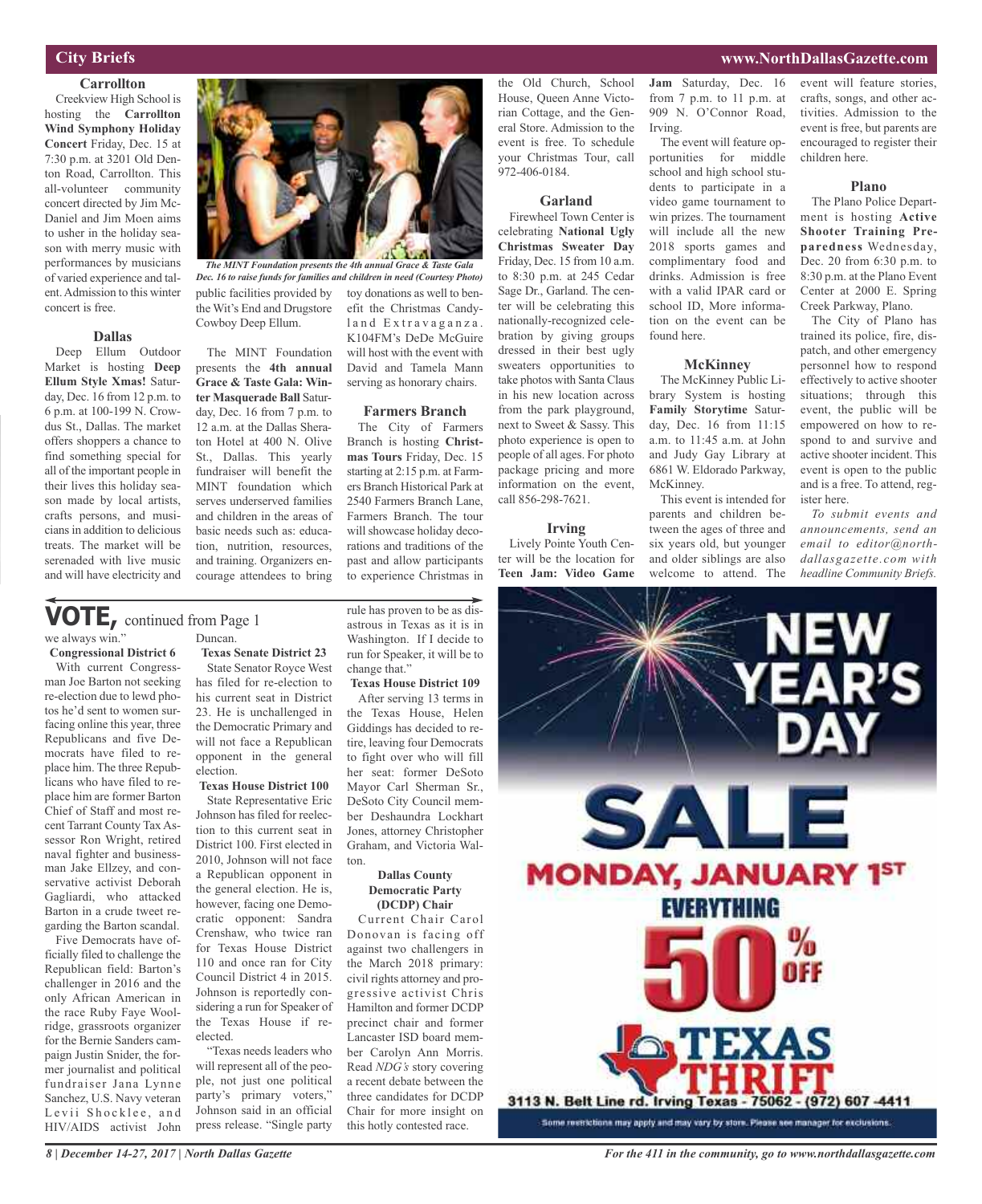## City Briefs

### Carrollton

Creekview High School is hosting the **Carrollton Wind Symphony Holiday Concert** Friday, Dec. 15 at 7:30 p.m. at 3201 Old Denton Road, Carrollton. This all-volunteer community concert directed by Jim McDaniel and Jim Moen aims to usher in the holiday season with merry music with performances by musicians of varied experience and talent. Admission to this winter concert is free.

### Dallas

Deep Ellum Outdoor Market is hosting **Deep Ellum Style Xmas!** Saturday, Dec. 16 from 12 p.m. to 6 p.m. at 100-199 N. Crowdus St., Dallas. The market offers shoppers a chance to find something special for all of the important people in their lives this holiday season made by local artists, crafts persons, and musicians in addition to delicious treats. The market will be serenaded with live music and will have electricity and public facilities provided by the Wit's End and Drugstore Cowboy Deep Ellum.

*The MINT Foundation presents the 4th annual Grace & Taste Gala Dec. 16 to raise funds for families and children in need (Courtesy Photo)*

The MINT Foundation presents the **4th annual Grace & Taste Gala: Winter Masquerade Ball** Saturday, Dec. 16 from 7 p.m. to 12 a.m. at the Dallas Sheraton Hotel at 400 N. Olive St., Dallas. This yearly fundraiser will benefit the MINT foundation which serves underserved families and children in the areas of basic needs such as: education, nutrition, resources, and training. Organizers encourage attendees to bring toy donations as well to benefit the Christmas Candyland Extravaganza. K104FM's DeDe McGuire will host with the event with David and Tamela Mann serving as honorary chairs.

### Farmers Branch

The City of Farmers Branch is hosting **Christmas Tours** Friday, Dec. 15 starting at 2:15 p.m. at Farmers Branch Historical Park at 2540 Farmers Branch Lane, Farmers Branch. The tour will showcase holiday decorations and traditions of the past and allow participants to experience Christmas in the Old Church, School House, Queen Anne Victorian Cottage, and the General Store. Admission to the event is free. To schedule your Christmas Tour, call 972-406-0184.

### Garland

Firewheel Town Center is celebrating **National Ugly Christmas Sweater Day** Friday, Dec. 15 from 10 a.m. to 8:30 p.m. at 245 Cedar Sage Dr., Garland. The center will be celebrating this nationally-recognized celebration by giving groups dressed in their best ugly sweaters opportunities to take photos with Santa Claus in his new location across from the park playground, next to Sweet & Sassy. This photo experience is open to people of all ages. For photo package pricing and more information on the event, call 856-298-7621.

### Irving

Lively Pointe Youth Center will be the location for **Teen Jam: Video Game Jam** Saturday, Dec. 16 from 7 p.m. to 11 p.m. at 909 N. O'Connor Road, Irving.

The event will feature opportunities for middle school and high school students to participate in a video game tournament to win prizes. The tournament will include all the new 2018 sports games and complimentary food and drinks. Admission is free with a valid IPAR card or school ID, More information on the event can be found here.

### McKinney

The McKinney Public Library System is hosting **Family Storytime** Saturday, Dec. 16 from 11:15 a.m. to 11:45 a.m. at John and Judy Gay Library at 6861 W. Eldorado Parkway, McKinney.

This event is intended for parents and children between the ages of three and six years old, but younger and older siblings are also welcome to attend. The event will feature stories, crafts, songs, and other activities. Admission to the event is free, but parents are encouraged to register their children here.

### Plano

The Plano Police Department is hosting **Active Shooter Training Preparedness** Wednesday, Dec. 20 from 6:30 p.m. to 8:30 p.m. at the Plano Event Center at 2000 E. Spring Creek Parkway, Plano.

The City of Plano has trained its police, fire, dispatch, and other emergency personnel how to respond effectively to active shooter situations; through this event, the public will be empowered on how to respond to and survive and active shooter incident. This event is open to the public and is a free. To attend, register here.

*To submit events and announcements, send an email to editor@northdallasgazette.com with headline Community Briefs.*

---

## VOTE, continued from Page 1

we always win."

**Congressional District 6**

With current Congressman Joe Barton not seeking re-election due to lewd photos he'd sent to women surfacing online this year, three Republicans and five Democrats have filed to replace him. The three Republicans who have filed to replace him are former Barton Chief of Staff and most recent Tarrant County Tax Assessor Ron Wright, retired naval fighter and businessman Jake Ellzey, and conservative activist Deborah Gagliardi, who attacked Barton in a crude tweet regarding the Barton scandal.

Five Democrats have officially filed to challenge the Republican field: Barton's challenger in 2016 and the only African American in the race Ruby Faye Woolridge, grassroots organizer for the Bernie Sanders campaign Justin Snider, the former journalist and political fundraiser Jana Lynne Sanchez, U.S. Navy veteran Levii Shocklee, and HIV/AIDS activist John Duncan.

**Texas Senate District 23**

State Senator Royce West has filed for re-election to his current seat in District 23. He is unchallenged in the Democratic Primary and will not face a Republican opponent in the general election.

**Texas House District 100**

State Representative Eric Johnson has filed for reelection to this current seat in District 100. First elected in 2010, Johnson will not face a Republican opponent in the general election. He is, however, facing one Democratic opponent: Sandra Crenshaw, who twice ran for Texas House District 110 and once ran for City Council District 4 in 2015. Johnson is reportedly considering a run for Speaker of the Texas House if reelected.

"Texas needs leaders who will represent all of the people, not just one political party's primary voters," Johnson said in an official press release. "Single party rule has proven to be as disastrous in Texas as it is in Washington. If I decide to run for Speaker, it will be to change that."

**Texas House District 109**

After serving 13 terms in the Texas House, Helen Giddings has decided to retire, leaving four Democrats to fight over who will fill her seat: former DeSoto Mayor Carl Sherman Sr., DeSoto City Council member Deshaundra Lockhart Jones, attorney Christopher Graham, and Victoria Walton.

**Dallas County Democratic Party (DCDP) Chair**

Current Chair Carol Donovan is facing off against two challengers in the March 2018 primary: civil rights attorney and progressive activist Chris Hamilton and former DCDP precinct chair and former Lancaster ISD board member Carolyn Ann Morris. Read *NDG's* story covering a recent debate between the three candidates for DCDP Chair for more insight on this hotly contested race.

---

NEW YEAR'S DAY SALE
MONDAY, JANUARY 1ST
EVERYTHING 50% OFF
TEXAS THRIFT
3113 N. Belt Line rd. Irving Texas - 75062 - (972) 607-4411
Some restrictions may apply and may vary by store. Please see manager for exclusions.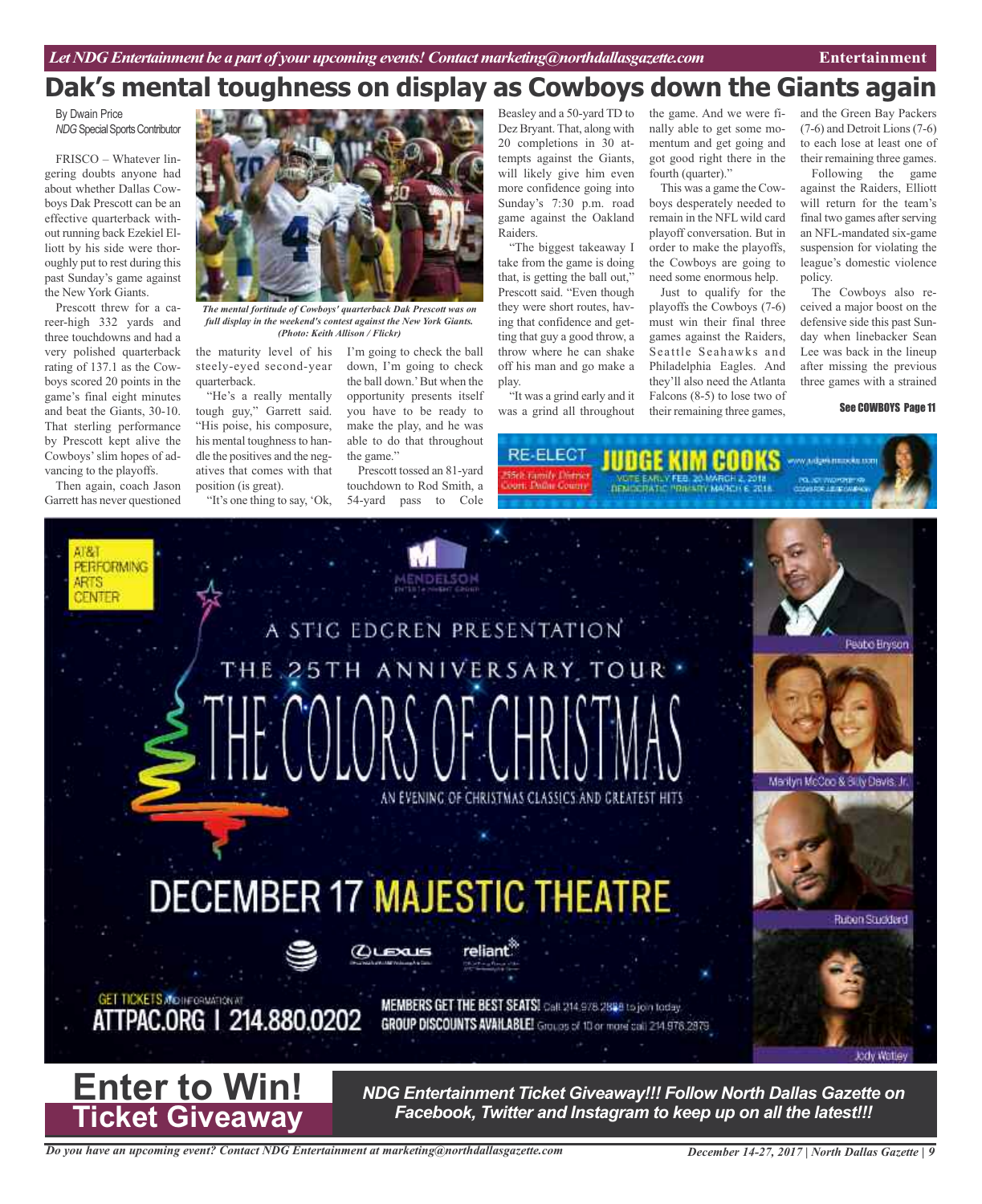# Dak's mental toughness on display as Cowboys down the Giants again

By Dwain Price
*NDG Special Sports Contributor*

FRISCO – Whatever lingering doubts anyone had about whether Dallas Cowboys Dak Prescott can be an effective quarterback without running back Ezekiel Elliott by his side were thoroughly put to rest during this past Sunday's game against the New York Giants.

Prescott threw for a career-high 332 yards and three touchdowns and had a very polished quarterback rating of 137.1 as the Cowboys scored 20 points in the game's final eight minutes and beat the Giants, 30-10. That sterling performance by Prescott kept alive the Cowboys' slim hopes of advancing to the playoffs.

Then again, coach Jason Garrett has never questioned the maturity level of his steely-eyed second-year quarterback.

"He's a really mentally tough guy," Garrett said. "His poise, his composure, his mental toughness to handle the positives and the negatives that comes with that position (is great).

"It's one thing to say, 'Ok, I'm going to check the ball down, I'm going to check the ball down.' But when the opportunity presents itself you have to be ready to make the play, and he was able to do that throughout the game."

*The mental fortitude of Cowboys' quarterback Dak Prescott was on full display in the weekend's contest against the New York Giants. (Photo: Keith Allison / Flickr)*

Prescott tossed an 81-yard touchdown to Rod Smith, a 54-yard pass to Cole Beasley and a 50-yard TD to Dez Bryant. That, along with 20 completions in 30 attempts against the Giants, will likely give him even more confidence going into Sunday's 7:30 p.m. road game against the Oakland Raiders.

"The biggest takeaway I take from the game is doing that, is getting the ball out," Prescott said. "Even though they were short routes, having that confidence and getting that guy a good throw, a throw where he can shake off his man and go make a play.

"It was a grind early and it was a grind all throughout the game. And we were finally able to get some momentum and get going and got good right there in the fourth (quarter)."

This was a game the Cowboys desperately needed to remain in the NFL wild card playoff conversation. But in order to make the playoffs, the Cowboys are going to need some enormous help.

Just to qualify for the playoffs the Cowboys (7-6) must win their final three games against the Raiders, Seattle Seahawks and Philadelphia Eagles. And they'll also need the Atlanta Falcons (8-5) to lose two of their remaining three games, and the Green Bay Packers (7-6) and Detroit Lions (7-6) to each lose at least one of their remaining three games.

Following the game against the Raiders, Elliott will return for the team's final two games after serving an NFL-mandated six-game suspension for violating the league's domestic violence policy.

The Cowboys also received a major boost on the defensive side this past Sunday when linebacker Sean Lee was back in the lineup after missing the previous three games with a strained

**See COWBOYS Page 11**

RE-ELECT JUDGE KIM COOKS — 255th Family District Court, Dallas County — VOTE EARLY FEB. 20-MARCH 2, 2018 DEMOCRATIC PRIMARY MARCH 6, 2018 — www.judgekimcooks.com

AT&T PERFORMING ARTS CENTER — MENDELSON ENTERTAINMENT GROUP

A STIG EDGREN PRESENTATION
THE 25TH ANNIVERSARY TOUR
THE COLORS OF CHRISTMAS
AN EVENING OF CHRISTMAS CLASSICS AND GREATEST HITS

Peabo Bryson — Marilyn McCoo & Billy Davis, Jr. — Ruben Studdard — Jody Watley

DECEMBER 17 MAJESTIC THEATRE

GET TICKETS AND INFORMATION AT ATTPAC.ORG | 214.880.0202

MEMBERS GET THE BEST SEATS! Call 214.978.2888 to join today.
GROUP DISCOUNTS AVAILABLE! Groups of 10 or more call 214.978.2879

## Enter to Win! Ticket Giveaway

***NDG Entertainment Ticket Giveaway!!! Follow North Dallas Gazette on Facebook, Twitter and Instagram to keep up on all the latest!!!***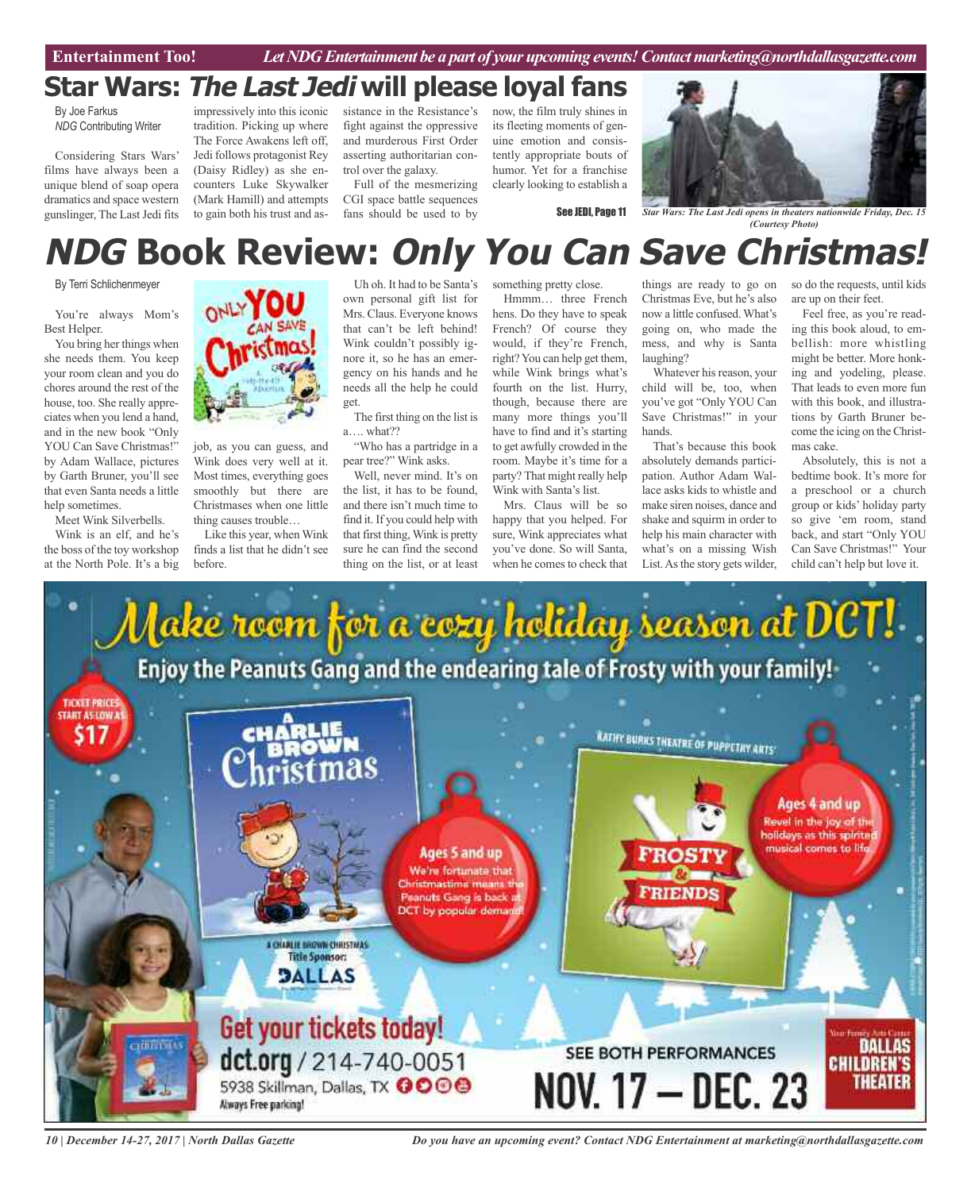# Star Wars: *The Last Jedi* will please loyal fans

By Joe Farkus
*NDG* Contributing Writer

Considering Stars Wars' films have always been a unique blend of soap opera dramatics and space western gunslinger, The Last Jedi fits impressively into this iconic tradition. Picking up where The Force Awakens left off, Jedi follows protagonist Rey (Daisy Ridley) as she encounters Luke Skywalker (Mark Hamill) and attempts to gain both his trust and assistance in the Resistance's fight against the oppressive and murderous First Order asserting authoritarian control over the galaxy.

Full of the mesmerizing CGI space battle sequences fans should be used to by now, the film truly shines in its fleeting moments of genuine emotion and consistently appropriate bouts of humor. Yet for a franchise clearly looking to establish a

See JEDI, Page 11

*Star Wars: The Last Jedi opens in theaters nationwide Friday, Dec. 15 (Courtesy Photo)*

# *NDG* Book Review: *Only You Can Save Christmas!*

By Terri Schlichenmeyer

You're always Mom's Best Helper.

You bring her things when she needs them. You keep your room clean and you do chores around the rest of the house, too. She really appreciates when you lend a hand, and in the new book "Only YOU Can Save Christmas!" by Adam Wallace, pictures by Garth Bruner, you'll see that even Santa needs a little help sometimes.

Meet Wink Silverbells.

Wink is an elf, and he's the boss of the toy workshop at the North Pole. It's a big job, as you can guess, and Wink does very well at it. Most times, everything goes smoothly but there are Christmases when one little thing causes trouble…

Like this year, when Wink finds a list that he didn't see before.

Uh oh. It had to be Santa's own personal gift list for Mrs. Claus. Everyone knows that can't be left behind! Wink couldn't possibly ignore it, so he has an emergency on his hands and he needs all the help he could get.

The first thing on the list is a…. what??

"Who has a partridge in a pear tree?" Wink asks.

Well, never mind. It's on the list, it has to be found, and there isn't much time to find it. If you could help with that first thing, Wink is pretty sure he can find the second thing on the list, or at least something pretty close.

Hmmm… three French hens. Do they have to speak French? Of course they would, if they're French, right? You can help get them, while Wink brings what's fourth on the list. Hurry, though, because there are many more things you'll have to find and it's starting to get awfully crowded in the room. Maybe it's time for a party? That might really help Wink with Santa's list.

Mrs. Claus will be so happy that you helped. For sure, Wink appreciates what you've done. So will Santa, when he comes to check that things are ready to go on Christmas Eve, but he's also now a little confused. What's going on, who made the mess, and why is Santa laughing?

Whatever his reason, your child will be, too, when you've got "Only YOU Can Save Christmas!" in your hands.

That's because this book absolutely demands participation. Author Adam Wallace asks kids to whistle and make siren noises, dance and shake and squirm in order to help his main character with what's on a missing Wish List. As the story gets wilder, so do the requests, until kids are up on their feet.

Feel free, as you're reading this book aloud, to embellish: more whistling might be better. More honking and yodeling, please. That leads to even more fun with this book, and illustrations by Garth Bruner become the icing on the Christmas cake.

Absolutely, this is not a bedtime book. It's more for a preschool or a church group or kids' holiday party so give 'em room, stand back, and start "Only YOU Can Save Christmas!" Your child can't help but love it.

Make room for a cozy holiday season at DCT!

Enjoy the Peanuts Gang and the endearing tale of Frosty with your family!

TICKET PRICES START AS LOW AS $17

A Charlie Brown Christmas — Ages 5 and up. We're fortunate that Christmastime means the Peanuts Gang is back at DCT by popular demand!

A Charlie Brown Christmas Title Sponsor: Dallas

Kathy Burks Theatre of Puppetry Arts: Frosty & Friends — Ages 4 and up. Revel in the joy of the holidays as this spirited musical comes to life.

Get your tickets today! dct.org / 214-740-0051
5938 Skillman, Dallas, TX
Always Free parking!

SEE BOTH PERFORMANCES NOV. 17 – DEC. 23

Your Family Arts Center Dallas Children's Theater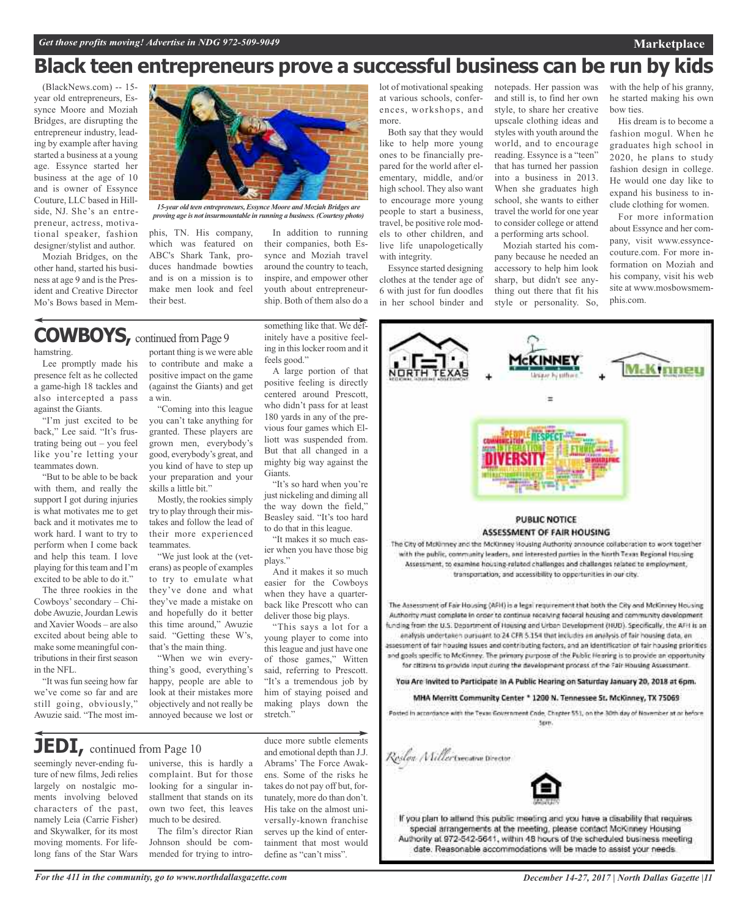# Black teen entrepreneurs prove a successful business can be run by kids

(BlackNews.com) -- 15-year old entrepreneurs, Essynce Moore and Moziah Bridges, are disrupting the entrepreneur industry, leading by example after having started a business at a young age. Essynce started her business at the age of 10 and is owner of Essynce Couture, LLC based in Hillside, NJ. She's an entrepreneur, actress, motivational speaker, fashion designer/stylist and author.

Moziah Bridges, on the other hand, started his business at age 9 and is the President and Creative Director Mo's Bows based in Memphis, TN. His company, which was featured on ABC's Shark Tank, produces handmade bowties and is on a mission is to make men look and feel their best.

*15-year old teen entrepreneurs, Essynce Moore and Moziah Bridges are proving age is not insurmountable in running a business. (Courtesy photo)*

In addition to running their companies, both Essynce and Moziah travel around the country to teach, inspire, and empower other youth about entrepreneurship. Both of them also do a lot of motivational speaking at various schools, conferences, workshops, and more.

Both say that they would like to help more young ones to be financially prepared for the world after elementary, middle, and/or high school. They also want to encourage more young people to start a business, travel, be positive role models to other children, and live life unapologetically with integrity.

Essynce started designing clothes at the tender age of 6 with just for fun doodles in her school binder and notepads. Her passion was and still is, to find her own style, to share her creative upscale clothing ideas and styles with youth around the world, and to encourage reading. Essynce is a "teen" that has turned her passion into a business in 2013. When she graduates high school, she wants to either travel the world for one year to consider college or attend a performing arts school.

Moziah started his company because he needed an accessory to help him look sharp, but didn't see anything out there that fit his style or personality. So, with the help of his granny, he started making his own bow ties.

His dream is to become a fashion mogul. When he graduates high school in 2020, he plans to study fashion design in college. He would one day like to expand his business to include clothing for women.

For more information about Essynce and her company, visit www.essyncecouture.com. For more information on Moziah and his company, visit his web site at www.mosbowsmemphis.com.

## COWBOYS, continued from Page 9

hamstring.

Lee promptly made his presence felt as he collected a game-high 18 tackles and also intercepted a pass against the Giants.

"I'm just excited to be back," Lee said. "It's frustrating being out – you feel like you're letting your teammates down.

"But to be able to be back with them, and really the support I got during injuries is what motivates me to get back and it motivates me to work hard. I want to try to perform when I come back and help this team. I love playing for this team and I'm excited to be able to do it."

The three rookies in the Cowboys' secondary – Chidobe Awuzie, Jourdan Lewis and Xavier Woods – are also excited about being able to make some meaningful contributions in their first season in the NFL.

"It was fun seeing how far we've come so far and are still going, obviously," Awuzie said. "The most important thing is we were able to contribute and make a positive impact on the game (against the Giants) and get a win.

"Coming into this league you can't take anything for granted. These players are grown men, everybody's good, everybody's great, and you kind of have to step up your preparation and your skills a little bit."

Mostly, the rookies simply try to play through their mistakes and follow the lead of their more experienced teammates.

"We just look at the (veterans) as people of examples to try to emulate what they've done and what they've made a mistake on and hopefully do it better this time around," Awuzie said. "Getting these W's, that's the main thing.

"When we win everything's good, everything's happy, people are able to look at their mistakes more objectively and not really be annoyed because we lost or something like that. We definitely have a positive feeling in this locker room and it feels good."

A large portion of that positive feeling is directly centered around Prescott, who didn't pass for at least 180 yards in any of the previous four games which Elliott was suspended from. But that all changed in a mighty big way against the Giants.

"It's so hard when you're just nickeling and diming all the way down the field," Beasley said. "It's too hard to do that in this league.

"It makes it so much easier when you have those big plays."

And it makes it so much easier for the Cowboys when they have a quarterback like Prescott who can deliver those big plays.

"This says a lot for a young player to come into this league and just have one of those games," Witten said, referring to Prescott. "It's a tremendous job by him of staying poised and making plays down the stretch."

## JEDI, continued from Page 10

seemingly never-ending future of new films, Jedi relies largely on nostalgic moments involving beloved characters of the past, namely Leia (Carrie Fisher) and Skywalker, for its most moving moments. For lifelong fans of the Star Wars universe, this is hardly a complaint. But for those looking for a singular installment that stands on its own two feet, this leaves much to be desired.

The film's director Rian Johnson should be commended for trying to introduce more subtle elements and emotional depth than J.J. Abrams' The Force Awakens. Some of the risks he takes do not pay off but, fortunately, more do than don't. His take on the almost universally-known franchise serves up the kind of entertainment that most would define as "can't miss".

---

NORTH TEXAS + McKINNEY + McKinney =

**PUBLIC NOTICE**

**ASSESSMENT OF FAIR HOUSING**

The City of McKinney and the McKinney Housing Authority announce collaboration to work together with the public, community leaders, and interested parties in the North Texas Regional Housing Assessment, to examine housing-related challenges and challenges related to employment, transportation, and accessibility to opportunities in our city.

The Assessment of Fair Housing (AFH) is a legal requirement that both the City and McKinney Housing Authority must complete in order to continue receiving federal housing and community development funding from the U.S. Department of Housing and Urban Development (HUD). Specifically, the AFH is an analysis undertaken pursuant to 24 CFR 5.154 that includes an analysis of fair housing data, an assessment of fair housing issues and contributing factors, and an identification of fair housing priorities and goals specific to McKinney. The primary purpose of the Public Hearing is to provide an opportunity for citizens to provide input during the development process of the Fair Housing Assessment.

**You Are Invited to Participate in A Public Hearing on Saturday January 20, 2018 at 6pm.**

**MHA Merritt Community Center * 1200 N. Tennessee St. McKinney, TX 75069**

Posted in accordance with the Texas Government Code, Chapter 551, on the 30th day of November at or before 5pm.

Roslyn Miller Executive Director

If you plan to attend this public meeting and you have a disability that requires special arrangements at the meeting, please contact McKinney Housing Authority at 972-542-5641, within 48 hours of the scheduled business meeting date. Reasonable accommodations will be made to assist your needs.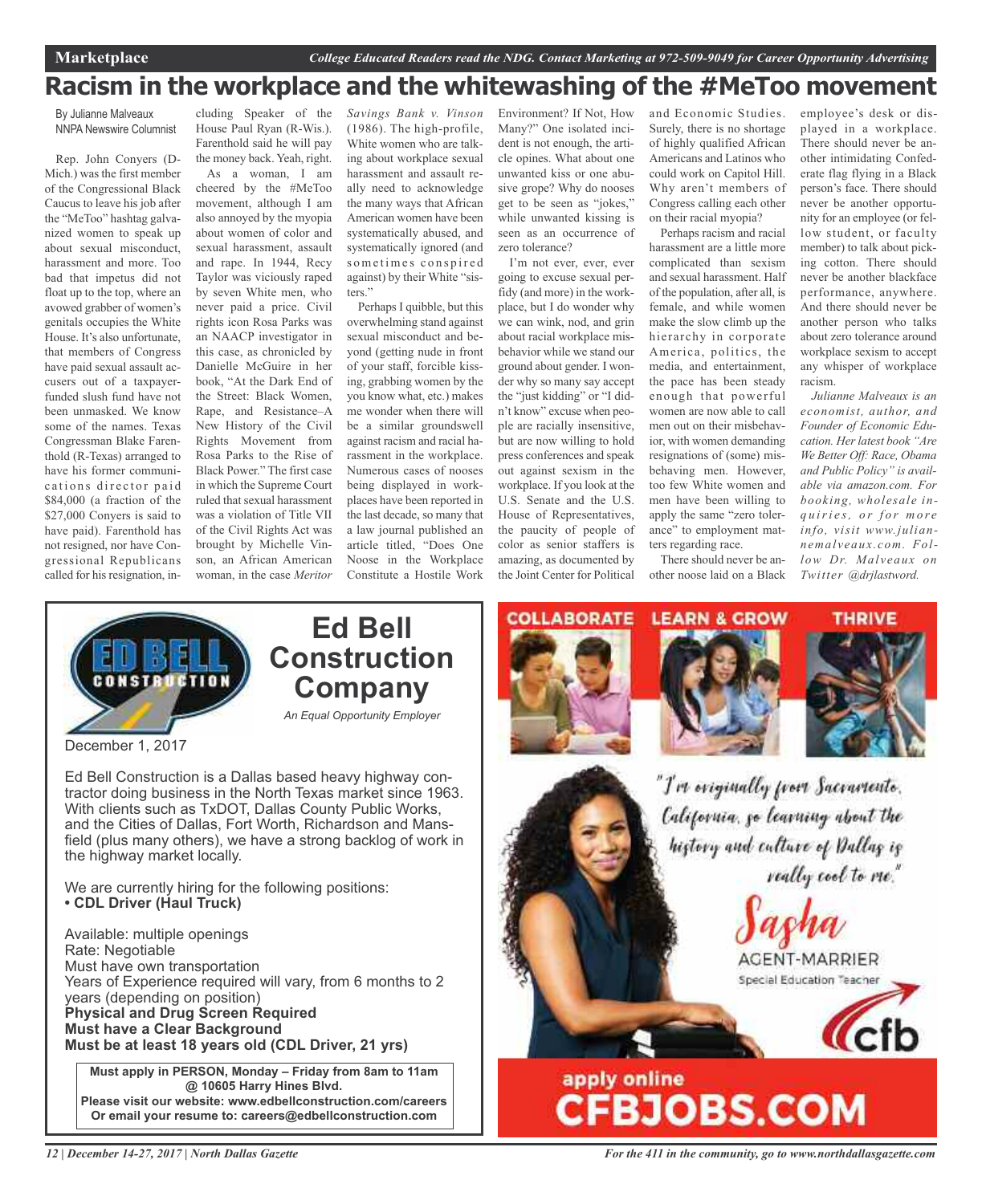# Racism in the workplace and the whitewashing of the #MeToo movement

By Julianne Malveaux
NNPA Newswire Columnist

Rep. John Conyers (D-Mich.) was the first member of the Congressional Black Caucus to leave his job after the "MeToo" hashtag galvanized women to speak up about sexual misconduct, harassment and more. Too bad that impetus did not float up to the top, where an avowed grabber of women's genitals occupies the White House. It's also unfortunate, that members of Congress have paid sexual assault accusers out of a taxpayer-funded slush fund have not been unmasked. We know some of the names. Texas Congressman Blake Farenthold (R-Texas) arranged to have his former communications director paid $84,000 (a fraction of the $27,000 Conyers is said to have paid). Farenthold has not resigned, nor have Congressional Republicans called for his resignation, including Speaker of the House Paul Ryan (R-Wis.). Farenthold said he will pay the money back. Yeah, right.

As a woman, I am cheered by the #MeToo movement, although I am also annoyed by the myopia about women of color and sexual harassment, assault and rape. In 1944, Recy Taylor was viciously raped by seven White men, who never paid a price. Civil rights icon Rosa Parks was an NAACP investigator in this case, as chronicled by Danielle McGuire in her book, "At the Dark End of the Street: Black Women, Rape, and Resistance–A New History of the Civil Rights Movement from Rosa Parks to the Rise of Black Power." The first case in which the Supreme Court ruled that sexual harassment was a violation of Title VII of the Civil Rights Act was brought by Michelle Vinson, an African American woman, in the case *Meritor Savings Bank v. Vinson* (1986). The high-profile, White women who are talking about workplace sexual harassment and assault really need to acknowledge the many ways that African American women have been systematically abused, and systematically ignored (and sometimes conspired against) by their White "sisters."

Perhaps I quibble, but this overwhelming stand against sexual misconduct and beyond (getting nude in front of your staff, forcible kissing, grabbing women by the you know what, etc.) makes me wonder when there will be a similar groundswell against racism and racial harassment in the workplace. Numerous cases of nooses being displayed in workplaces have been reported in the last decade, so many that a law journal published an article titled, "Does One Noose in the Workplace Constitute a Hostile Work Environment? If Not, How Many?" One isolated incident is not enough, the article opines. What about one unwanted kiss or one abusive grope? Why do nooses get to be seen as "jokes," while unwanted kissing is seen as an occurrence of zero tolerance?

I'm not ever, ever, ever going to excuse sexual perfidy (and more) in the workplace, but I do wonder why we can wink, nod, and grin about racial workplace misbehavior while we stand our ground about gender. I wonder why so many say accept the "just kidding" or "I didn't know" excuse when people are racially insensitive, but are now willing to hold press conferences and speak out against sexism in the workplace. If you look at the U.S. Senate and the U.S. House of Representatives, the paucity of people of color as senior staffers is amazing, as documented by the Joint Center for Political and Economic Studies. Surely, there is no shortage of highly qualified African Americans and Latinos who could work on Capitol Hill. Why aren't members of Congress calling each other on their racial myopia?

Perhaps racism and racial harassment are a little more complicated than sexism and sexual harassment. Half of the population, after all, is female, and while women make the slow climb up the hierarchy in corporate America, politics, the media, and entertainment, the pace has been steady enough that powerful women are now able to call men out on their misbehavior, with women demanding resignations of (some) misbehaving men. However, too few White women and men have been willing to apply the same "zero tolerance" to employment matters regarding race.

There should never be another noose laid on a Black employee's desk or displayed in a workplace. There should never be another intimidating Confederate flag flying in a Black person's face. There should never be another opportunity for an employee (or fellow student, or faculty member) to talk about picking cotton. There should never be another blackface performance, anywhere. And there should never be another person who talks about zero tolerance around workplace sexism to accept any whisper of workplace racism.

*Julianne Malveaux is an economist, author, and Founder of Economic Education. Her latest book "Are We Better Off: Race, Obama and Public Policy" is available via amazon.com. For booking, wholesale inquiries, or for more info, visit www.juliannemalveaux.com. Follow Dr. Malveaux on Twitter @drjlastword.*

---

## Ed Bell Construction Company

*An Equal Opportunity Employer*

December 1, 2017

Ed Bell Construction is a Dallas based heavy highway contractor doing business in the North Texas market since 1963. With clients such as TxDOT, Dallas County Public Works, and the Cities of Dallas, Fort Worth, Richardson and Mansfield (plus many others), we have a strong backlog of work in the highway market locally.

We are currently hiring for the following positions:
- **CDL Driver (Haul Truck)**

Available: multiple openings
Rate: Negotiable
Must have own transportation
Years of Experience required will vary, from 6 months to 2 years (depending on position)
**Physical and Drug Screen Required**
**Must have a Clear Background**
**Must be at least 18 years old (CDL Driver, 21 yrs)**

**Must apply in PERSON, Monday – Friday from 8am to 11am @ 10605 Harry Hines Blvd.**
**Please visit our website: www.edbellconstruction.com/careers**
**Or email your resume to: careers@edbellconstruction.com**

---

COLLABORATE LEARN & GROW THRIVE

"I'm originally from Sacramento, California, so learning about the history and culture of Dallas is really cool to me."

Sasha
AGENT-MARRIER
Special Education Teacher

cfb

apply online
CFBJOBS.COM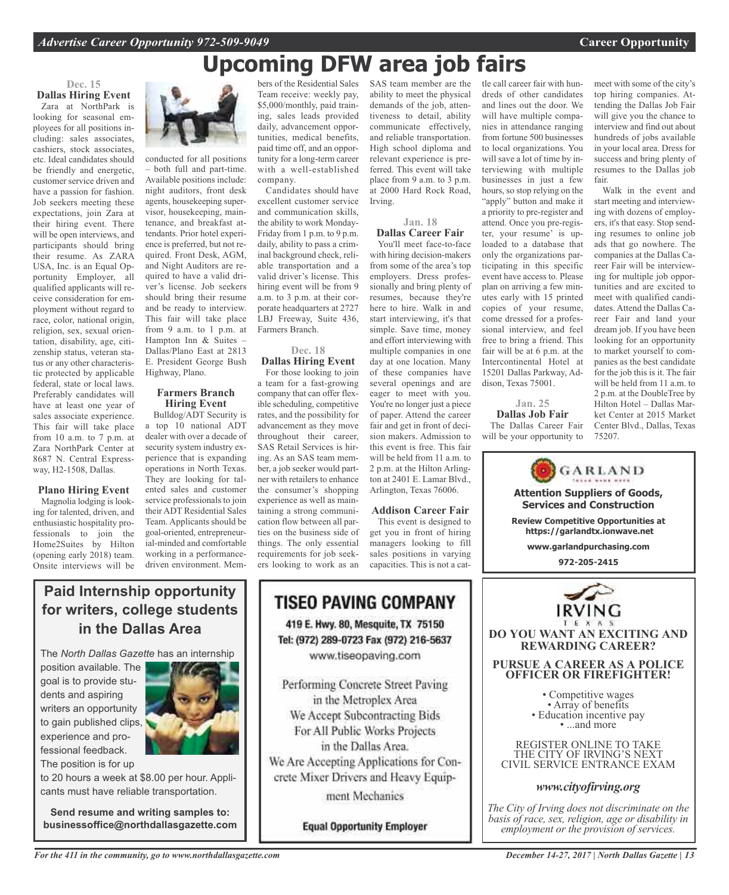# Upcoming DFW area job fairs

**Dec. 15**

### Dallas Hiring Event

Zara at NorthPark is looking for seasonal employees for all positions including: sales associates, cashiers, stock associates, etc. Ideal candidates should be friendly and energetic, customer service driven and have a passion for fashion. Job seekers meeting these expectations, join Zara at their hiring event. There will be open interviews, and participants should bring their resume. As ZARA USA, Inc. is an Equal Opportunity Employer, all qualified applicants will receive consideration for employment without regard to race, color, national origin, religion, sex, sexual orientation, disability, age, citizenship status, veteran status or any other characteristic protected by applicable federal, state or local laws. Preferably candidates will have at least one year of sales associate experience. This fair will take place from 10 a.m. to 7 p.m. at Zara NorthPark Center at 8687 N. Central Expressway, H2-1508, Dallas.

### Plano Hiring Event

Magnolia lodging is looking for talented, driven, and enthusiastic hospitality professionals to join the Home2Suites by Hilton (opening early 2018) team. Onsite interviews will be conducted for all positions – both full and part-time. Available positions include: night auditors, front desk agents, housekeeping supervisor, housekeeping, maintenance, and breakfast attendants. Prior hotel experience is preferred, but not required. Front Desk, AGM, and Night Auditors are required to have a valid driver's license. Job seekers should bring their resume and be ready to interview. This fair will take place from 9 a.m. to 1 p.m. at Hampton Inn & Suites – Dallas/Plano East at 2813 E. President George Bush Highway, Plano.

### Farmers Branch Hiring Event

Bulldog/ADT Security is a top 10 national ADT dealer with over a decade of security system industry experience that is expanding operations in North Texas. They are looking for talented sales and customer service professionals to join their ADT Residential Sales Team. Applicants should be goal-oriented, entrepreneurial-minded and comfortable working in a performance-driven environment. Members of the Residential Sales Team receive: weekly pay, $5,000/monthly, paid training, sales leads provided daily, advancement opportunities, medical benefits, paid time off, and an opportunity for a long-term career with a well-established company.

Candidates should have excellent customer service and communication skills, the ability to work Monday-Friday from 1 p.m. to 9 p.m. daily, ability to pass a criminal background check, reliable transportation and a valid driver's license. This hiring event will be from 9 a.m. to 3 p.m. at their corporate headquarters at 2727 LBJ Freeway, Suite 436, Farmers Branch.

**Dec. 18**

### Dallas Hiring Event

For those looking to join a team for a fast-growing company that can offer flexible scheduling, competitive rates, and the possibility for advancement as they move throughout their career, SAS Retail Services is hiring. As an SAS team member, a job seeker would partner with retailers to enhance the consumer's shopping experience as well as maintaining a strong communication flow between all parties on the business side of things. The only essential requirements for job seekers looking to work as an SAS team member are the ability to meet the physical demands of the job, attentiveness to detail, ability communicate effectively, and reliable transportation. High school diploma and relevant experience is preferred. This event will take place from 9 a.m. to 3 p.m. at 2000 Hard Rock Road, Irving.

**Jan. 18**

### Dallas Career Fair

You'll meet face-to-face with hiring decision-makers from some of the area's top employers. Dress professionally and bring plenty of resumes, because they're here to hire. Walk in and start interviewing, it's that simple. Save time, money and effort interviewing with multiple companies in one day at one location. Many of these companies have several openings and are eager to meet with you. You're no longer just a piece of paper. Attend the career fair and get in front of decision makers. Admission to this event is free. This fair will be held from 11 a.m. to 2 p.m. at the Hilton Arlington at 2401 E. Lamar Blvd., Arlington, Texas 76006.

### Addison Career Fair

This event is designed to get you in front of hiring managers looking to fill sales positions in varying capacities. This is not a cattle call career fair with hundreds of other candidates and lines out the door. We will have multiple companies in attendance ranging from fortune 500 businesses to local organizations. You will save a lot of time by interviewing with multiple businesses in just a few hours, so stop relying on the "apply" button and make it a priority to pre-register and attend. Once you pre-register, your resume' is uploaded to a database that only the organizations participating in this specific event have access to. Please plan on arriving a few minutes early with 15 printed copies of your resume, come dressed for a professional interview, and feel free to bring a friend. This fair will be at 6 p.m. at the Intercontinental Hotel at 15201 Dallas Parkway, Addison, Texas 75001.

**Jan. 25**

### Dallas Job Fair

The Dallas Career Fair will be your opportunity to meet with some of the city's top hiring companies. Attending the Dallas Job Fair will give you the chance to interview and find out about hundreds of jobs available in your local area. Dress for success and bring plenty of resumes to the Dallas job fair.

Walk in the event and start meeting and interviewing with dozens of employers, it's that easy. Stop sending resumes to online job ads that go nowhere. The companies at the Dallas Career Fair will be interviewing for multiple job opportunities and are excited to meet with qualified candidates. Attend the Dallas Career Fair and land your dream job. If you have been looking for an opportunity to market yourself to companies as the best candidate for the job this is it. The fair will be held from 11 a.m. to 2 p.m. at the DoubleTree by Hilton Hotel – Dallas Market Center at 2015 Market Center Blvd., Dallas, Texas 75207.

---

**GARLAND**

**Attention Suppliers of Goods, Services and Construction**

**Review Competitive Opportunities at https://garlandtx.ionwave.net**

**www.garlandpurchasing.com**

**972-205-2415**

---

## Paid Internship opportunity for writers, college students in the Dallas Area

The *North Dallas Gazette* has an internship position available. The goal is to provide students and aspiring writers an opportunity to gain published clips, experience and professional feedback. The position is for up to 20 hours a week at $8.00 per hour. Applicants must have reliable transportation.

**Send resume and writing samples to: businessoffice@northdallasgazette.com**

---

## TISEO PAVING COMPANY

**419 E. Hwy. 80, Mesquite, TX 75150**
**Tel: (972) 289-0723 Fax (972) 216-5637**
www.tiseopaving.com

Performing Concrete Street Paving in the Metroplex Area
We Accept Subcontracting Bids For All Public Works Projects in the Dallas Area.
We Are Accepting Applications for Concrete Mixer Drivers and Heavy Equipment Mechanics

**Equal Opportunity Employer**

---

**IRVING TEXAS**

**DO YOU WANT AN EXCITING AND REWARDING CAREER?**

**PURSUE A CAREER AS A POLICE OFFICER OR FIREFIGHTER!**

- Competitive wages
- Array of benefits
- Education incentive pay
- ...and more

REGISTER ONLINE TO TAKE THE CITY OF IRVING'S NEXT CIVIL SERVICE ENTRANCE EXAM

***www.cityofirving.org***

*The City of Irving does not discriminate on the basis of race, sex, religion, age or disability in employment or the provision of services.*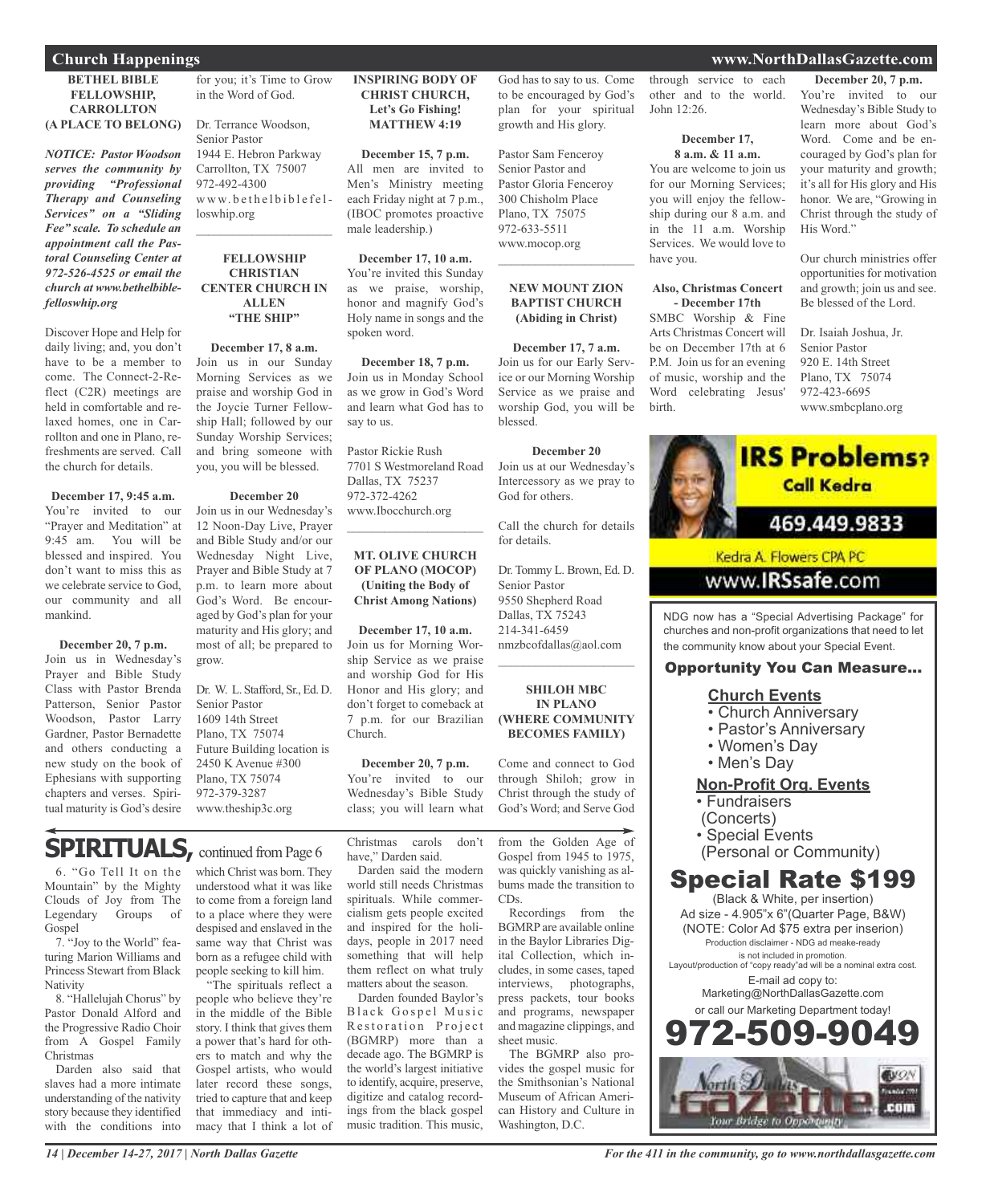## Church Happenings

### BETHEL BIBLE FELLOWSHIP, CARROLLTON (A PLACE TO BELONG)

***NOTICE: Pastor Woodson serves the community by providing "Professional Therapy and Counseling Services" on a "Sliding Fee" scale. To schedule an appointment call the Pastoral Counseling Center at 972-526-4525 or email the church at www.bethelbiblefelloswhip.org***

Discover Hope and Help for daily living; and, you don't have to be a member to come. The Connect-2-Reflect (C2R) meetings are held in comfortable and relaxed homes, one in Carrollton and one in Plano, refreshments are served. Call the church for details.

**December 17, 9:45 a.m.**
You're invited to our "Prayer and Meditation" at 9:45 am. You will be blessed and inspired. You don't want to miss this as we celebrate service to God, our community and all mankind.

**December 20, 7 p.m.**
Join us in Wednesday's Prayer and Bible Study Class with Pastor Brenda Patterson, Senior Pastor Woodson, Pastor Larry Gardner, Pastor Bernadette and others conducting a new study on the book of Ephesians with supporting chapters and verses. Spiritual maturity is God's desire for you; it's Time to Grow in the Word of God.

Dr. Terrance Woodson,
Senior Pastor
1944 E. Hebron Parkway
Carrollton, TX 75007
972-492-4300
www.bethelbiblefelloswhip.org

---

### FELLOWSHIP CHRISTIAN CENTER CHURCH IN ALLEN "THE SHIP"

**December 17, 8 a.m.**
Join us in our Sunday Morning Services as we praise and worship God in the Joycie Turner Fellowship Hall; followed by our Sunday Worship Services; and bring someone with you, you will be blessed.

**December 20**
Join us in our Wednesday's 12 Noon-Day Live, Prayer and Bible Study and/or our Wednesday Night Live, Prayer and Bible Study at 7 p.m. to learn more about God's Word. Be encouraged by God's plan for your maturity and His glory; and most of all; be prepared to grow.

Dr. W. L. Stafford, Sr., Ed. D.
Senior Pastor
1609 14th Street
Plano, TX 75074
Future Building location is
2450 K Avenue #300
Plano, TX 75074
972-379-3287
www.theship3c.org

---

### INSPIRING BODY OF CHRIST CHURCH, Let's Go Fishing! MATTHEW 4:19

**December 15, 7 p.m.**
All men are invited to Men's Ministry meeting each Friday night at 7 p.m., (IBOC promotes proactive male leadership.)

**December 17, 10 a.m.**
You're invited this Sunday as we praise, worship, honor and magnify God's Holy name in songs and the spoken word.

**December 18, 7 p.m.**
Join us in Monday School as we grow in God's Word and learn what God has to say to us.

Pastor Rickie Rush
7701 S Westmoreland Road
Dallas, TX 75237
972-372-4262
www.Ibocchurch.org

---

### MT. OLIVE CHURCH OF PLANO (MOCOP) (Uniting the Body of Christ Among Nations)

**December 17, 10 a.m.**
Join us for Morning Worship Service as we praise and worship God for His Honor and His glory; and don't forget to comeback at 7 p.m. for our Brazilian Church.

**December 20, 7 p.m.**
You're invited to our Wednesday's Bible Study class; you will learn what God has to say to us. Come to be encouraged by God's plan for your spiritual growth and His glory.

Pastor Sam Fenceroy
Senior Pastor and
Pastor Gloria Fenceroy
300 Chisholm Place
Plano, TX 75075
972-633-5511
www.mocop.org

---

### NEW MOUNT ZION BAPTIST CHURCH (Abiding in Christ)

**December 17, 7 a.m.**
Join us for our Early Service or our Morning Worship Service as we praise and worship God, you will be blessed.

**December 20**
Join us at our Wednesday's Intercessory as we pray to God for others.

Call the church for details for details.

Dr. Tommy L. Brown, Ed. D.
Senior Pastor
9550 Shepherd Road
Dallas, TX 75243
214-341-6459
nmzbcofdallas@aol.com

---

### SHILOH MBC IN PLANO (WHERE COMMUNITY BECOMES FAMILY)

Come and connect to God through Shiloh; grow in Christ through the study of God's Word; and Serve God through service to each other and to the world. John 12:26.

**December 17, 8 a.m. & 11 a.m.**
You are welcome to join us for our Morning Services; you will enjoy the fellowship during our 8 a.m. and in the 11 a.m. Worship Services. We would love to have you.

**Also, Christmas Concert - December 17th**
SMBC Worship & Fine Arts Christmas Concert will be on December 17th at 6 P.M. Join us for an evening of music, worship and the Word celebrating Jesus' birth.

**December 20, 7 p.m.**
You're invited to our Wednesday's Bible Study to learn more about God's Word. Come and be encouraged by God's plan for your maturity and growth; it's all for His glory and His honor. We are, "Growing in Christ through the study of His Word."

Our church ministries offer opportunities for motivation and growth; join us and see. Be blessed of the Lord.

Dr. Isaiah Joshua, Jr.
Senior Pastor
920 E. 14th Street
Plano, TX 75074
972-423-6695
www.smbcplano.org

---

**IRS Problems? Call Kedra**
469.449.9833
Kedra A. Flowers CPA PC
www.IRSsafe.com

---

NDG now has a "Special Advertising Package" for churches and non-profit organizations that need to let the community know about your Special Event.

**Opportunity You Can Measure...**

**Church Events**
- Church Anniversary
- Pastor's Anniversary
- Women's Day
- Men's Day

**Non-Profit Org. Events**
- Fundraisers (Concerts)
- Special Events (Personal or Community)

**Special Rate $199**
(Black & White, per insertion)
Ad size - 4.905"x 6"(Quarter Page, B&W)
(NOTE: Color Ad $75 extra per inserion)
Production disclaimer - NDG ad meake-ready is not included in promotion.
Layout/production of "copy ready"ad will be a nominal extra cost.
E-mail ad copy to:
Marketing@NorthDallasGazette.com
or call our Marketing Department today!
**972-509-9049**

---

## SPIRITUALS, continued from Page 6

6. "Go Tell It on the Mountain" by the Mighty Clouds of Joy from The Legendary Groups of Gospel

7. "Joy to the World" featuring Marion Williams and Princess Stewart from Black Nativity

8. "Hallelujah Chorus" by Pastor Donald Alford and the Progressive Radio Choir from A Gospel Family Christmas

Darden also said that slaves had a more intimate understanding of the nativity story because they identified with the conditions into which Christ was born. They understood what it was like to come from a foreign land to a place where they were despised and enslaved in the same way that Christ was born as a refugee child with people seeking to kill him.

"The spirituals reflect a people who believe they're in the middle of the Bible story. I think that gives them a power that's hard for others to match and why the Gospel artists, who would later record these songs, tried to capture that and keep that immediacy and intimacy that I think a lot of Christmas carols don't have," Darden said.

Darden said the modern world still needs Christmas spirituals. While commercialism gets people excited and inspired for the holidays, people in 2017 need something that will help them reflect on what truly matters about the season.

Darden founded Baylor's Black Gospel Music Restoration Project (BGMRP) more than a decade ago. The BGMRP is the world's largest initiative to identify, acquire, preserve, digitize and catalog recordings from the black gospel music tradition. This music, from the Golden Age of Gospel from 1945 to 1975, was quickly vanishing as albums made the transition to CDs.

Recordings from the BGMRP are available online in the Baylor Libraries Digital Collection, which includes, in some cases, taped interviews, photographs, press packets, tour books and programs, newspaper and magazine clippings, and sheet music.

The BGMRP also provides the gospel music for the Smithsonian's National Museum of African American History and Culture in Washington, D.C.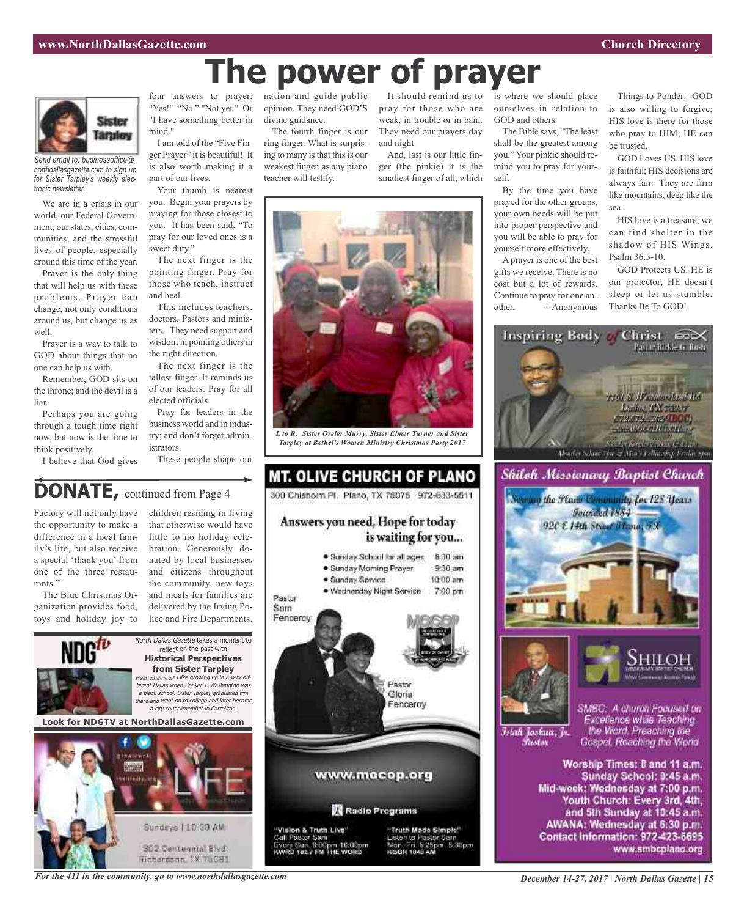# The power of prayer

Sister Tarpley

*Send email to: businessoffice@northdallasgazette.com to sign up for Sister Tarpley's weekly electronic newsletter.*

We are in a crisis in our world, our Federal Government, our states, cities, communities; and the stressful lives of people, especially around this time of the year.

Prayer is the only thing that will help us with these problems. Prayer can change, not only conditions around us, but change us as well.

Prayer is a way to talk to GOD about things that no one can help us with.

Remember, GOD sits on the throne; and the devil is a liar.

Perhaps you are going through a tough time right now, but now is the time to think positively.

I believe that God gives four answers to prayer: "Yes!" "No." "Not yet." Or "I have something better in mind."

I am told of the "Five Finger Prayer" it is beautiful! It is also worth making it a part of our lives.

Your thumb is nearest you. Begin your prayers by praying for those closest to you. It has been said, "To pray for our loved ones is a sweet duty."

The next finger is the pointing finger. Pray for those who teach, instruct and heal.

This includes teachers, doctors, Pastors and ministers. They need support and wisdom in pointing others in the right direction.

The next finger is the tallest finger. It reminds us of our leaders. Pray for all elected officials.

Pray for leaders in the business world and in industry; and don't forget administrators.

These people shape our nation and guide public opinion. They need GOD'S divine guidance.

The fourth finger is our ring finger. What is surprising to many is that this is our weakest finger, as any piano teacher will testify.

It should remind us to pray for those who are weak, in trouble or in pain. They need our prayers day and night.

And, last is our little finger (the pinkie) it is the smallest finger of all, which is where we should place ourselves in relation to GOD and others.

The Bible says, "The least shall be the greatest among you." Your pinkie should remind you to pray for yourself.

By the time you have prayed for the other groups, your own needs will be put into proper perspective and you will be able to pray for yourself more effectively.

A prayer is one of the best gifts we receive. There is no cost but a lot of rewards. Continue to pray for one another. -- Anonymous

Things to Ponder: GOD is also willing to forgive; HIS love is there for those who pray to HIM; HE can be trusted.

GOD Loves US. HIS love is faithful; HIS decisions are always fair. They are firm like mountains, deep like the sea.

HIS love is a treasure; we can find shelter in the shadow of HIS Wings. Psalm 36:5-10.

GOD Protects US. HE is our protector; HE doesn't sleep or let us stumble. Thanks Be To GOD!

*L to R: Sister Oreler Murry, Sister Elmer Turner and Sister Tarpley at Bethel's Women Ministry Christmas Party 2017*

## DONATE, continued from Page 4

Factory will not only have the opportunity to make a difference in a local family's life, but also receive a special 'thank you' from one of the three restaurants."

The Blue Christmas Organization provides food, toys and holiday joy to children residing in Irving that otherwise would have little to no holiday celebration. Generously donated by local businesses and citizens throughout the community, new toys and meals for families are delivered by the Irving Police and Fire Departments.

NDGtv

*North Dallas Gazette* takes a moment to reflect on the past with

**Historical Perspectives from Sister Tarpley**

*Hear what it was like growing up in a very different Dallas when Booker T. Washington was a black school. Sister Tarpley graduated frm there and went on to college and later became a city councilmember in Carrollton.*

**Look for NDGTV at NorthDallasGazette.com**

LIFE

Sundays | 10:30 AM

302 Centennial Blvd
Richardson, TX 75081

## MT. OLIVE CHURCH OF PLANO

300 Chisholm Pl. Plano, TX 75075 972-633-5511

**Answers you need, Hope for today is waiting for you...**

- Sunday School for all ages 8:30 am
- Sunday Morning Prayer 9:30 am
- Sunday Service 10:00 am
- Wednesday Night Service 7:00 pm

Pastor Sam Fenceroy

Pastor Gloria Fenceroy

www.mocop.org

Radio Programs

"Vision & Truth Live"
Call Pastor Sam
Every Sun. 9:00pm-10:00pm
KWRD 100.7 FM THE WORD

"Truth Made Simple"
Listen to Pastor Sam
Mon.-Fri. 5:25pm- 5:30pm
KGGR 1040 AM

## Inspiring Body of Christ

Pastor Rickie G. Rush

7701 S. Westmoreland Rd
Dallas TX 75237
972.372.4262(IBOC)
www.IBOCchurch.org

## Shiloh Missionary Baptist Church

Serving the Plano Community for 128 Years
Founded 1884
920 E 14th Street Plano, TX

SHILOH

Isiah Joshua, Jr.
Pastor

SMBC: A church Focused on Excellence while Teaching the Word, Preaching the Gospel, Reaching the World

Worship Times: 8 and 11 a.m.
Sunday School: 9:45 a.m.
Mid-week: Wednesday at 7:00 p.m.
Youth Church: Every 3rd, 4th, and 5th Sunday at 10:45 a.m.
AWANA: Wednesday at 6:30 p.m.
Contact Information: 972-423-6695
www.smbcplano.org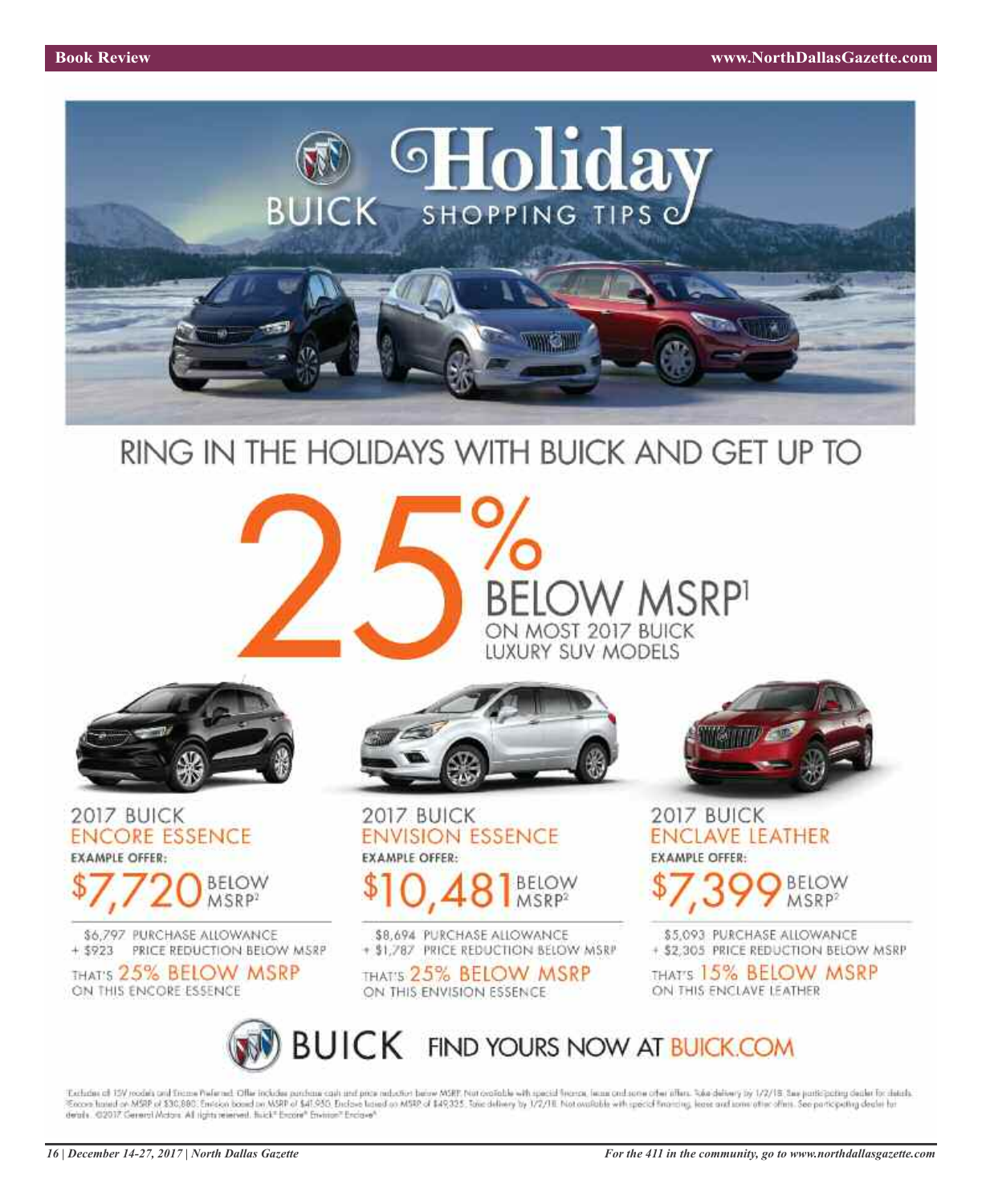# Holiday

BUICK SHOPPING TIPS

## RING IN THE HOLIDAYS WITH BUICK AND GET UP TO

# 25% BELOW MSRP[1]

ON MOST 2017 BUICK LUXURY SUV MODELS

### 2017 BUICK ENCORE ESSENCE

**EXAMPLE OFFER:**

**$7,720 BELOW MSRP[2]**

$6,797 PURCHASE ALLOWANCE
+ $923 PRICE REDUCTION BELOW MSRP

THAT'S 25% BELOW MSRP ON THIS ENCORE ESSENCE

### 2017 BUICK ENVISION ESSENCE

**EXAMPLE OFFER:**

**$10,481 BELOW MSRP[2]**

$8,694 PURCHASE ALLOWANCE
+ $1,787 PRICE REDUCTION BELOW MSRP

THAT'S 25% BELOW MSRP ON THIS ENVISION ESSENCE

### 2017 BUICK ENCLAVE LEATHER

**EXAMPLE OFFER:**

**$7,399 BELOW MSRP[2]**

$5,093 PURCHASE ALLOWANCE
+ $2,305 PRICE REDUCTION BELOW MSRP

THAT'S 15% BELOW MSRP ON THIS ENCLAVE LEATHER

**BUICK** FIND YOURS NOW AT BUICK.COM

[1]Excludes all 1SV models and Encore Preferred. Offer includes purchase cash and price reduction below MSRP. Not available with special finance, lease and some other offers. Take delivery by 1/2/18. See participating dealer for details. [2]Encore based on MSRP of $30,880. Envision based on MSRP of $41,950. Enclave based on MSRP of $49,325. Take delivery by 1/2/18. Not available with special financing, lease and some other offers. See participating dealer for details. ©2017 General Motors. All rights reserved. Buick® Encore® Envision® Enclave®